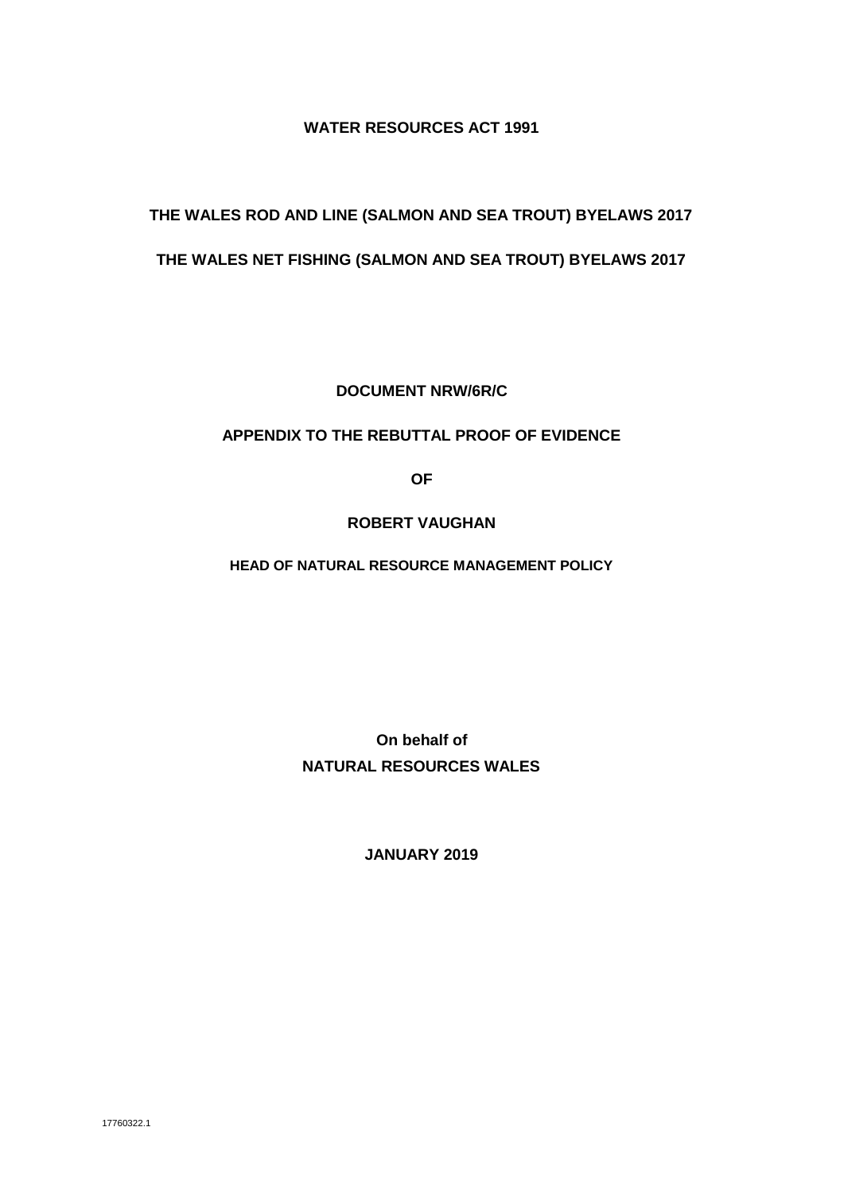**WATER RESOURCES ACT 1991**

**THE WALES ROD AND LINE (SALMON AND SEA TROUT) BYELAWS 2017**

**THE WALES NET FISHING (SALMON AND SEA TROUT) BYELAWS 2017**

**DOCUMENT NRW/6R/C**

**APPENDIX TO THE REBUTTAL PROOF OF EVIDENCE**

**OF**

**ROBERT VAUGHAN**

**HEAD OF NATURAL RESOURCE MANAGEMENT POLICY**

**On behalf of**
**NATURAL RESOURCES WALES**

**JANUARY 2019**

17760322.1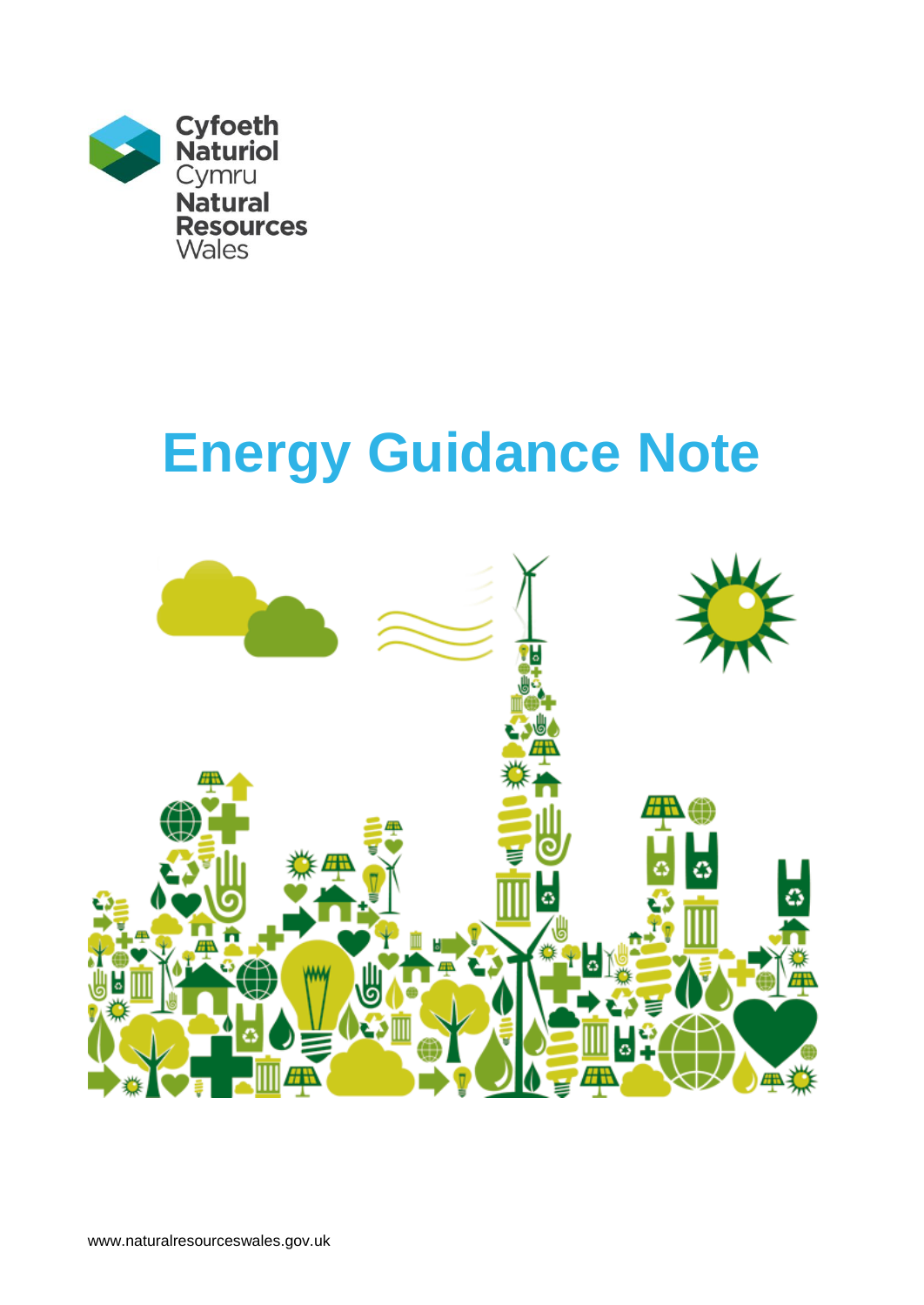Cyfoeth Naturiol Cymru
Natural Resources Wales

# Energy Guidance Note

www.naturalresourceswales.gov.uk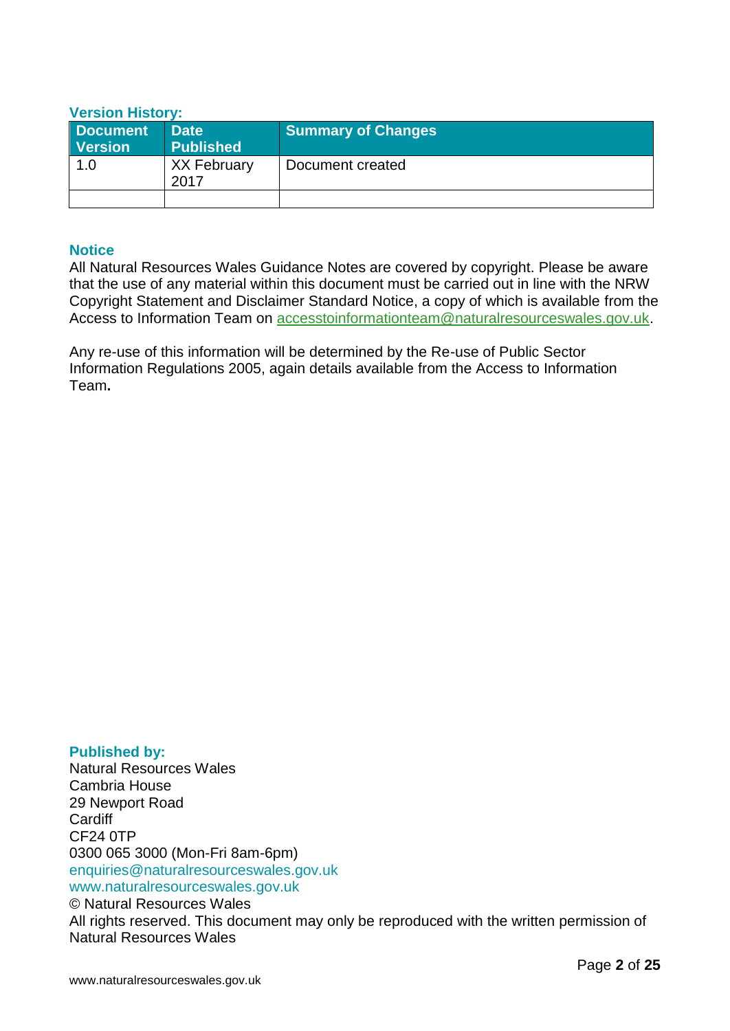### Version History:

| Document Version | Date Published | Summary of Changes |
|---|---|---|
| 1.0 | XX February 2017 | Document created |
| | | |

### Notice

All Natural Resources Wales Guidance Notes are covered by copyright. Please be aware that the use of any material within this document must be carried out in line with the NRW Copyright Statement and Disclaimer Standard Notice, a copy of which is available from the Access to Information Team on accesstoinformationteam@naturalresourceswales.gov.uk.

Any re-use of this information will be determined by the Re-use of Public Sector Information Regulations 2005, again details available from the Access to Information Team**.**

### Published by:

Natural Resources Wales
Cambria House
29 Newport Road
Cardiff
CF24 0TP
0300 065 3000 (Mon-Fri 8am-6pm)
enquiries@naturalresourceswales.gov.uk
www.naturalresourceswales.gov.uk
© Natural Resources Wales
All rights reserved. This document may only be reproduced with the written permission of Natural Resources Wales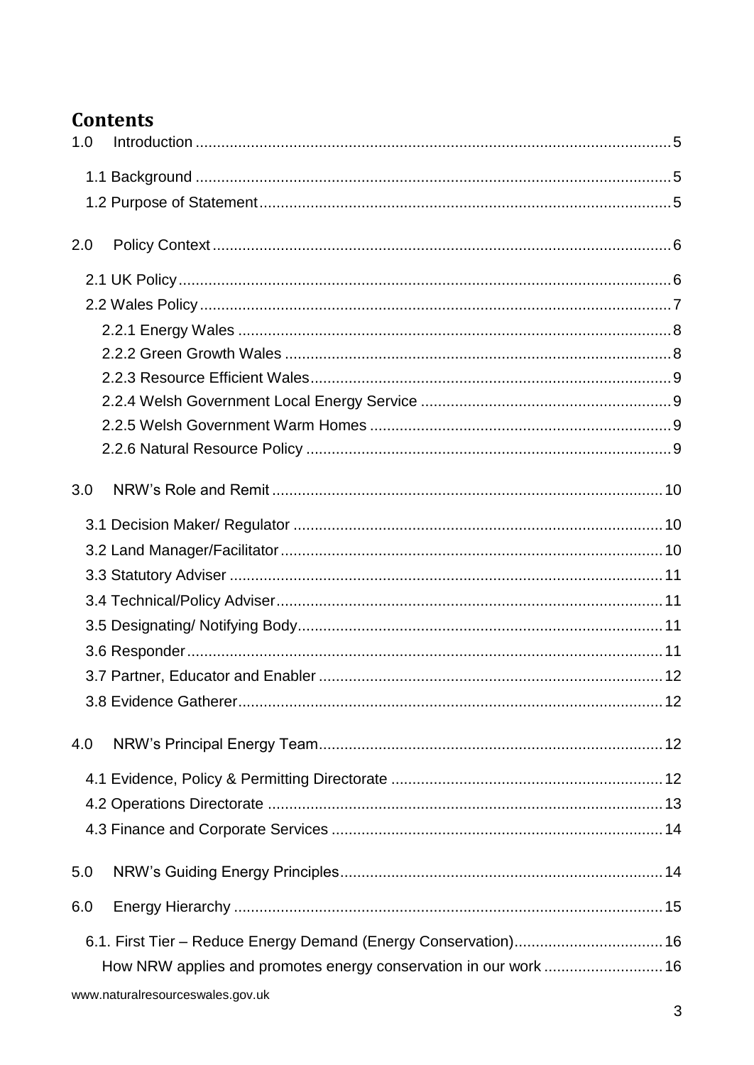# Contents

1.0 Introduction ... 5

- 1.1 Background ... 5
- 1.2 Purpose of Statement ... 5

2.0 Policy Context ... 6

- 2.1 UK Policy ... 6
- 2.2 Wales Policy ... 7
  - 2.2.1 Energy Wales ... 8
  - 2.2.2 Green Growth Wales ... 8
  - 2.2.3 Resource Efficient Wales ... 9
  - 2.2.4 Welsh Government Local Energy Service ... 9
  - 2.2.5 Welsh Government Warm Homes ... 9
  - 2.2.6 Natural Resource Policy ... 9

3.0 NRW's Role and Remit ... 10

- 3.1 Decision Maker/ Regulator ... 10
- 3.2 Land Manager/Facilitator ... 10
- 3.3 Statutory Adviser ... 11
- 3.4 Technical/Policy Adviser ... 11
- 3.5 Designating/ Notifying Body ... 11
- 3.6 Responder ... 11
- 3.7 Partner, Educator and Enabler ... 12
- 3.8 Evidence Gatherer ... 12

4.0 NRW's Principal Energy Team ... 12

- 4.1 Evidence, Policy & Permitting Directorate ... 12
- 4.2 Operations Directorate ... 13
- 4.3 Finance and Corporate Services ... 14

5.0 NRW's Guiding Energy Principles ... 14

6.0 Energy Hierarchy ... 15

- 6.1. First Tier – Reduce Energy Demand (Energy Conservation) ... 16
  - How NRW applies and promotes energy conservation in our work ... 16

www.naturalresourceswales.gov.uk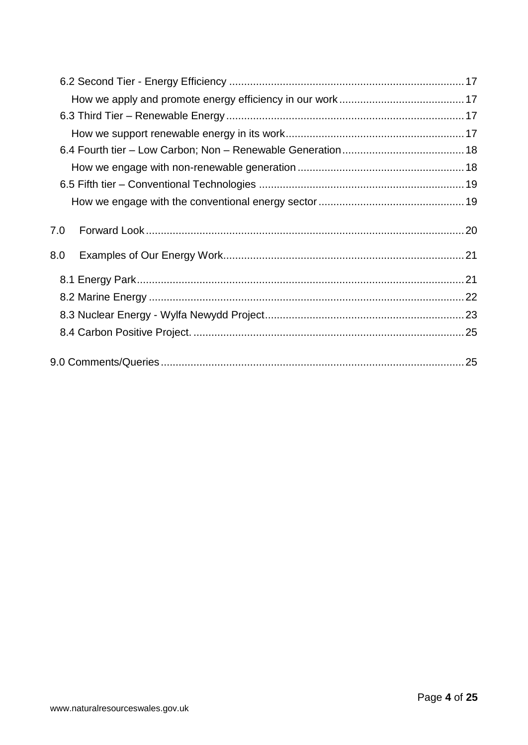6.2 Second Tier - Energy Efficiency ... 17

How we apply and promote energy efficiency in our work ... 17

6.3 Third Tier – Renewable Energy ... 17

How we support renewable energy in its work ... 17

6.4 Fourth tier – Low Carbon; Non – Renewable Generation ... 18

How we engage with non-renewable generation ... 18

6.5 Fifth tier – Conventional Technologies ... 19

How we engage with the conventional energy sector ... 19

7.0 Forward Look ... 20

8.0 Examples of Our Energy Work ... 21

8.1 Energy Park ... 21

8.2 Marine Energy ... 22

8.3 Nuclear Energy - Wylfa Newydd Project ... 23

8.4 Carbon Positive Project. ... 25

9.0 Comments/Queries ... 25

www.naturalresourceswales.gov.uk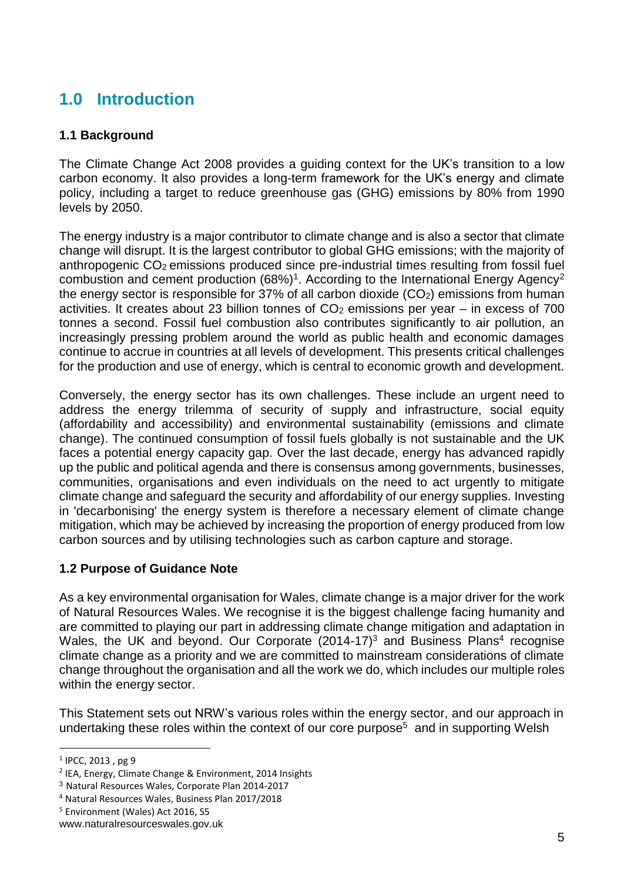## 1.0 Introduction

### 1.1 Background

The Climate Change Act 2008 provides a guiding context for the UK's transition to a low carbon economy. It also provides a long-term framework for the UK's energy and climate policy, including a target to reduce greenhouse gas (GHG) emissions by 80% from 1990 levels by 2050.

The energy industry is a major contributor to climate change and is also a sector that climate change will disrupt. It is the largest contributor to global GHG emissions; with the majority of anthropogenic $CO_2$ emissions produced since pre-industrial times resulting from fossil fuel combustion and cement production (68%)[1]. According to the International Energy Agency[2] the energy sector is responsible for 37% of all carbon dioxide ($CO_2$) emissions from human activities. It creates about 23 billion tonnes of $CO_2$ emissions per year – in excess of 700 tonnes a second. Fossil fuel combustion also contributes significantly to air pollution, an increasingly pressing problem around the world as public health and economic damages continue to accrue in countries at all levels of development. This presents critical challenges for the production and use of energy, which is central to economic growth and development.

Conversely, the energy sector has its own challenges. These include an urgent need to address the energy trilemma of security of supply and infrastructure, social equity (affordability and accessibility) and environmental sustainability (emissions and climate change). The continued consumption of fossil fuels globally is not sustainable and the UK faces a potential energy capacity gap. Over the last decade, energy has advanced rapidly up the public and political agenda and there is consensus among governments, businesses, communities, organisations and even individuals on the need to act urgently to mitigate climate change and safeguard the security and affordability of our energy supplies. Investing in 'decarbonising' the energy system is therefore a necessary element of climate change mitigation, which may be achieved by increasing the proportion of energy produced from low carbon sources and by utilising technologies such as carbon capture and storage.

### 1.2 Purpose of Guidance Note

As a key environmental organisation for Wales, climate change is a major driver for the work of Natural Resources Wales. We recognise it is the biggest challenge facing humanity and are committed to playing our part in addressing climate change mitigation and adaptation in Wales, the UK and beyond. Our Corporate (2014-17)[3] and Business Plans[4] recognise climate change as a priority and we are committed to mainstream considerations of climate change throughout the organisation and all the work we do, which includes our multiple roles within the energy sector.

This Statement sets out NRW's various roles within the energy sector, and our approach in undertaking these roles within the context of our core purpose[5] and in supporting Welsh

[1] IPCC, 2013 , pg 9

[2] IEA, Energy, Climate Change & Environment, 2014 Insights

[3] Natural Resources Wales, Corporate Plan 2014-2017

[4] Natural Resources Wales, Business Plan 2017/2018

[5] Environment (Wales) Act 2016, S5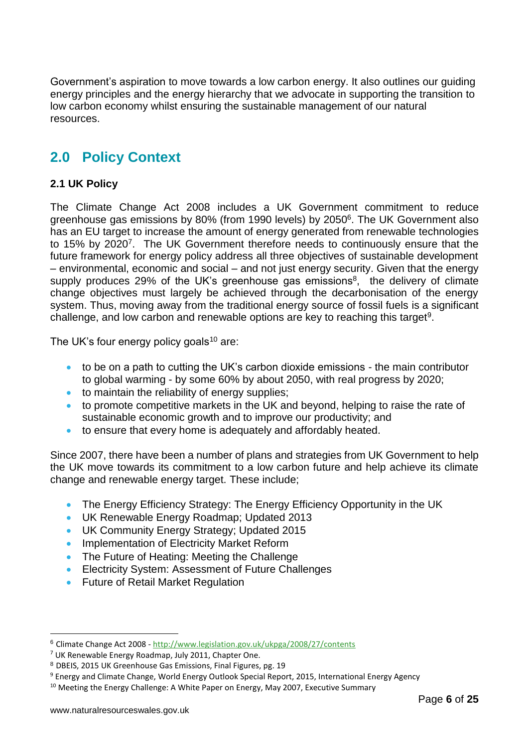Government's aspiration to move towards a low carbon energy. It also outlines our guiding energy principles and the energy hierarchy that we advocate in supporting the transition to low carbon economy whilst ensuring the sustainable management of our natural resources.

## 2.0 Policy Context

### 2.1 UK Policy

The Climate Change Act 2008 includes a UK Government commitment to reduce greenhouse gas emissions by 80% (from 1990 levels) by 2050[6]. The UK Government also has an EU target to increase the amount of energy generated from renewable technologies to 15% by 2020[7]. The UK Government therefore needs to continuously ensure that the future framework for energy policy address all three objectives of sustainable development – environmental, economic and social – and not just energy security. Given that the energy supply produces 29% of the UK's greenhouse gas emissions[8], the delivery of climate change objectives must largely be achieved through the decarbonisation of the energy system. Thus, moving away from the traditional energy source of fossil fuels is a significant challenge, and low carbon and renewable options are key to reaching this target[9].

The UK's four energy policy goals[10] are:

- to be on a path to cutting the UK's carbon dioxide emissions - the main contributor to global warming - by some 60% by about 2050, with real progress by 2020;
- to maintain the reliability of energy supplies;
- to promote competitive markets in the UK and beyond, helping to raise the rate of sustainable economic growth and to improve our productivity; and
- to ensure that every home is adequately and affordably heated.

Since 2007, there have been a number of plans and strategies from UK Government to help the UK move towards its commitment to a low carbon future and help achieve its climate change and renewable energy target. These include;

- The Energy Efficiency Strategy: The Energy Efficiency Opportunity in the UK
- UK Renewable Energy Roadmap; Updated 2013
- UK Community Energy Strategy; Updated 2015
- Implementation of Electricity Market Reform
- The Future of Heating: Meeting the Challenge
- Electricity System: Assessment of Future Challenges
- Future of Retail Market Regulation

---

[6] Climate Change Act 2008 - http://www.legislation.gov.uk/ukpga/2008/27/contents

[7] UK Renewable Energy Roadmap, July 2011, Chapter One.

[8] DBEIS, 2015 UK Greenhouse Gas Emissions, Final Figures, pg. 19

[9] Energy and Climate Change, World Energy Outlook Special Report, 2015, International Energy Agency

[10] Meeting the Energy Challenge: A White Paper on Energy, May 2007, Executive Summary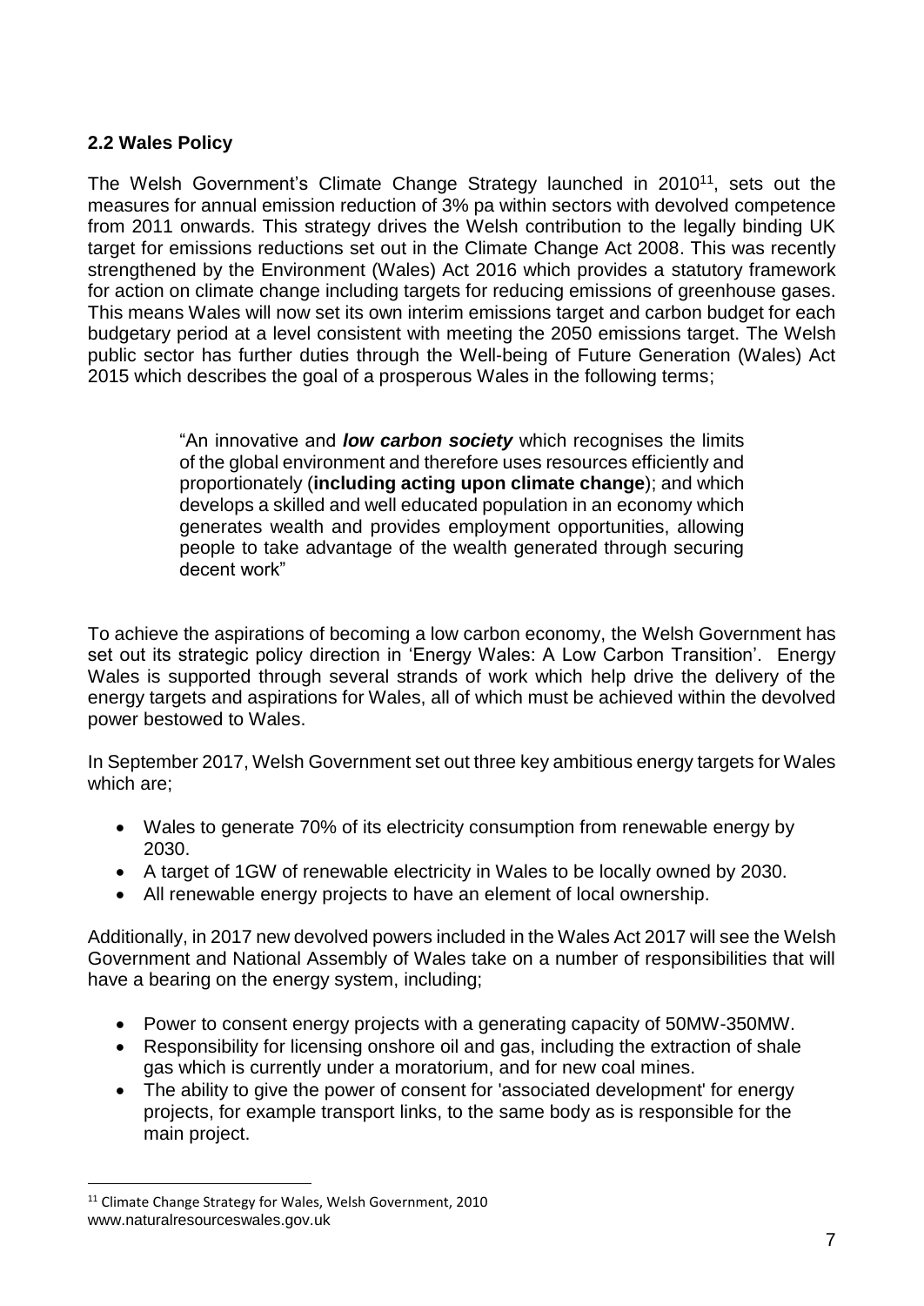## 2.2 Wales Policy

The Welsh Government's Climate Change Strategy launched in 2010[11], sets out the measures for annual emission reduction of 3% pa within sectors with devolved competence from 2011 onwards. This strategy drives the Welsh contribution to the legally binding UK target for emissions reductions set out in the Climate Change Act 2008. This was recently strengthened by the Environment (Wales) Act 2016 which provides a statutory framework for action on climate change including targets for reducing emissions of greenhouse gases. This means Wales will now set its own interim emissions target and carbon budget for each budgetary period at a level consistent with meeting the 2050 emissions target. The Welsh public sector has further duties through the Well-being of Future Generation (Wales) Act 2015 which describes the goal of a prosperous Wales in the following terms;

> "An innovative and ***low carbon society*** which recognises the limits of the global environment and therefore uses resources efficiently and proportionately (**including acting upon climate change**); and which develops a skilled and well educated population in an economy which generates wealth and provides employment opportunities, allowing people to take advantage of the wealth generated through securing decent work"

To achieve the aspirations of becoming a low carbon economy, the Welsh Government has set out its strategic policy direction in 'Energy Wales: A Low Carbon Transition'. Energy Wales is supported through several strands of work which help drive the delivery of the energy targets and aspirations for Wales, all of which must be achieved within the devolved power bestowed to Wales.

In September 2017, Welsh Government set out three key ambitious energy targets for Wales which are;

- Wales to generate 70% of its electricity consumption from renewable energy by 2030.
- A target of 1GW of renewable electricity in Wales to be locally owned by 2030.
- All renewable energy projects to have an element of local ownership.

Additionally, in 2017 new devolved powers included in the Wales Act 2017 will see the Welsh Government and National Assembly of Wales take on a number of responsibilities that will have a bearing on the energy system, including;

- Power to consent energy projects with a generating capacity of 50MW-350MW.
- Responsibility for licensing onshore oil and gas, including the extraction of shale gas which is currently under a moratorium, and for new coal mines.
- The ability to give the power of consent for 'associated development' for energy projects, for example transport links, to the same body as is responsible for the main project.

[11] Climate Change Strategy for Wales, Welsh Government, 2010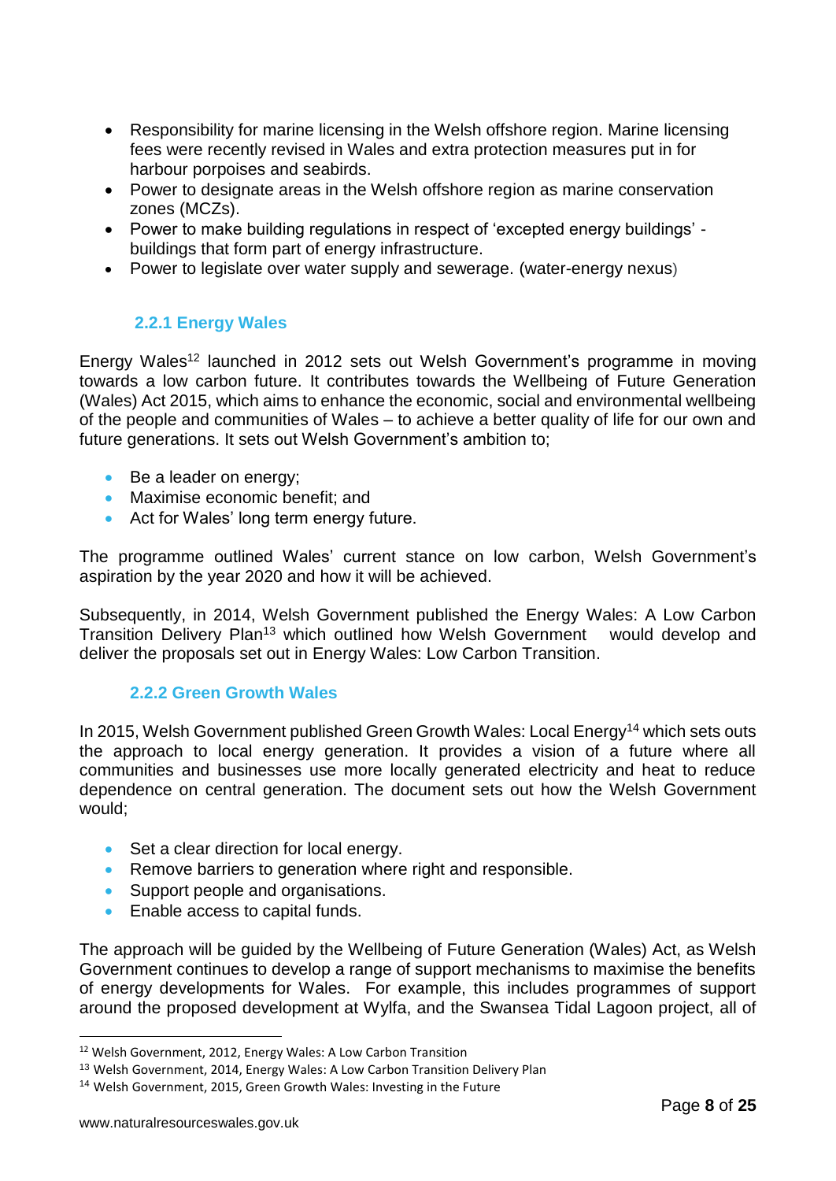- Responsibility for marine licensing in the Welsh offshore region. Marine licensing fees were recently revised in Wales and extra protection measures put in for harbour porpoises and seabirds.
- Power to designate areas in the Welsh offshore region as marine conservation zones (MCZs).
- Power to make building regulations in respect of 'excepted energy buildings' - buildings that form part of energy infrastructure.
- Power to legislate over water supply and sewerage. (water-energy nexus)

### 2.2.1 Energy Wales

Energy Wales[12] launched in 2012 sets out Welsh Government's programme in moving towards a low carbon future. It contributes towards the Wellbeing of Future Generation (Wales) Act 2015, which aims to enhance the economic, social and environmental wellbeing of the people and communities of Wales – to achieve a better quality of life for our own and future generations. It sets out Welsh Government's ambition to;

- Be a leader on energy;
- Maximise economic benefit; and
- Act for Wales' long term energy future.

The programme outlined Wales' current stance on low carbon, Welsh Government's aspiration by the year 2020 and how it will be achieved.

Subsequently, in 2014, Welsh Government published the Energy Wales: A Low Carbon Transition Delivery Plan[13] which outlined how Welsh Government would develop and deliver the proposals set out in Energy Wales: Low Carbon Transition.

### 2.2.2 Green Growth Wales

In 2015, Welsh Government published Green Growth Wales: Local Energy[14] which sets outs the approach to local energy generation. It provides a vision of a future where all communities and businesses use more locally generated electricity and heat to reduce dependence on central generation. The document sets out how the Welsh Government would;

- Set a clear direction for local energy.
- Remove barriers to generation where right and responsible.
- Support people and organisations.
- Enable access to capital funds.

The approach will be guided by the Wellbeing of Future Generation (Wales) Act, as Welsh Government continues to develop a range of support mechanisms to maximise the benefits of energy developments for Wales. For example, this includes programmes of support around the proposed development at Wylfa, and the Swansea Tidal Lagoon project, all of

[12] Welsh Government, 2012, Energy Wales: A Low Carbon Transition

[13] Welsh Government, 2014, Energy Wales: A Low Carbon Transition Delivery Plan

[14] Welsh Government, 2015, Green Growth Wales: Investing in the Future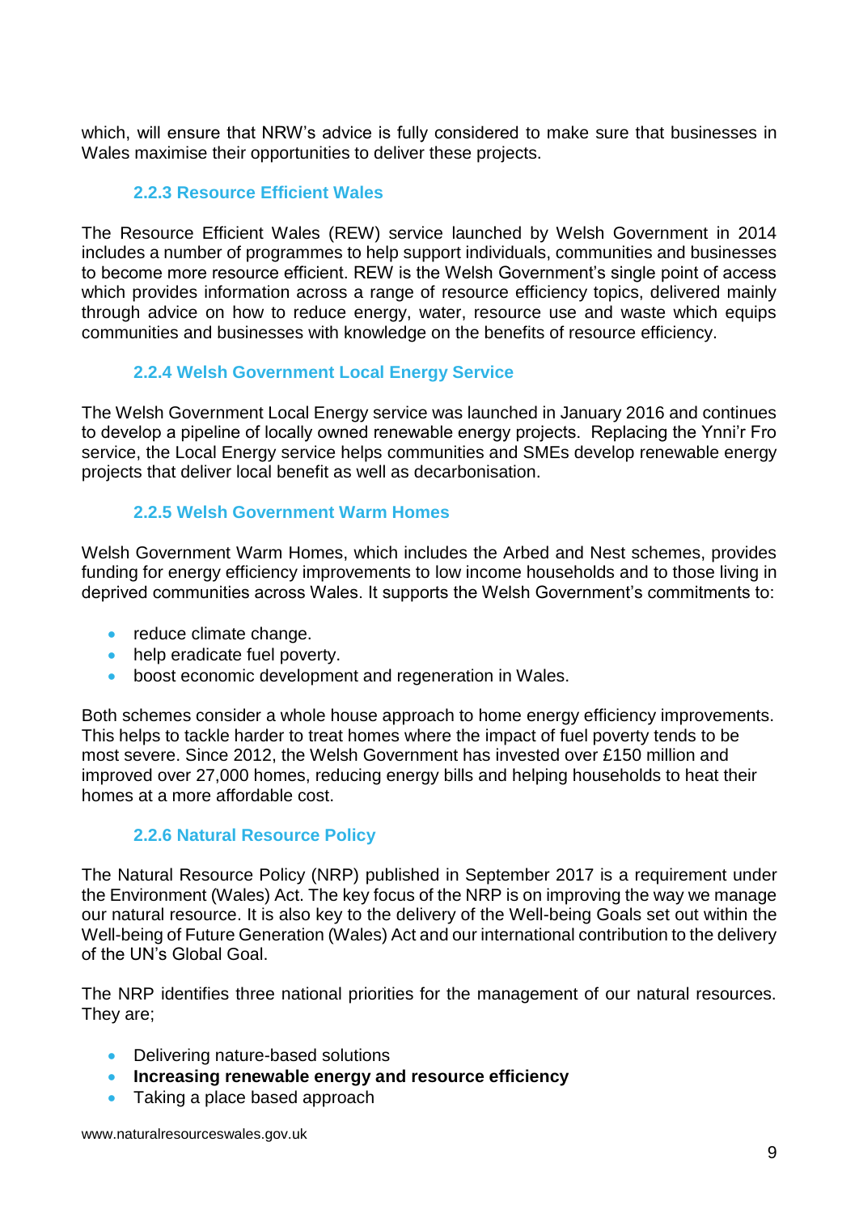which, will ensure that NRW's advice is fully considered to make sure that businesses in Wales maximise their opportunities to deliver these projects.

### 2.2.3 Resource Efficient Wales

The Resource Efficient Wales (REW) service launched by Welsh Government in 2014 includes a number of programmes to help support individuals, communities and businesses to become more resource efficient. REW is the Welsh Government's single point of access which provides information across a range of resource efficiency topics, delivered mainly through advice on how to reduce energy, water, resource use and waste which equips communities and businesses with knowledge on the benefits of resource efficiency.

### 2.2.4 Welsh Government Local Energy Service

The Welsh Government Local Energy service was launched in January 2016 and continues to develop a pipeline of locally owned renewable energy projects. Replacing the Ynni'r Fro service, the Local Energy service helps communities and SMEs develop renewable energy projects that deliver local benefit as well as decarbonisation.

### 2.2.5 Welsh Government Warm Homes

Welsh Government Warm Homes, which includes the Arbed and Nest schemes, provides funding for energy efficiency improvements to low income households and to those living in deprived communities across Wales. It supports the Welsh Government's commitments to:

- reduce climate change.
- help eradicate fuel poverty.
- boost economic development and regeneration in Wales.

Both schemes consider a whole house approach to home energy efficiency improvements. This helps to tackle harder to treat homes where the impact of fuel poverty tends to be most severe. Since 2012, the Welsh Government has invested over £150 million and improved over 27,000 homes, reducing energy bills and helping households to heat their homes at a more affordable cost.

### 2.2.6 Natural Resource Policy

The Natural Resource Policy (NRP) published in September 2017 is a requirement under the Environment (Wales) Act. The key focus of the NRP is on improving the way we manage our natural resource. It is also key to the delivery of the Well-being Goals set out within the Well-being of Future Generation (Wales) Act and our international contribution to the delivery of the UN's Global Goal.

The NRP identifies three national priorities for the management of our natural resources. They are;

- Delivering nature-based solutions
- **Increasing renewable energy and resource efficiency**
- Taking a place based approach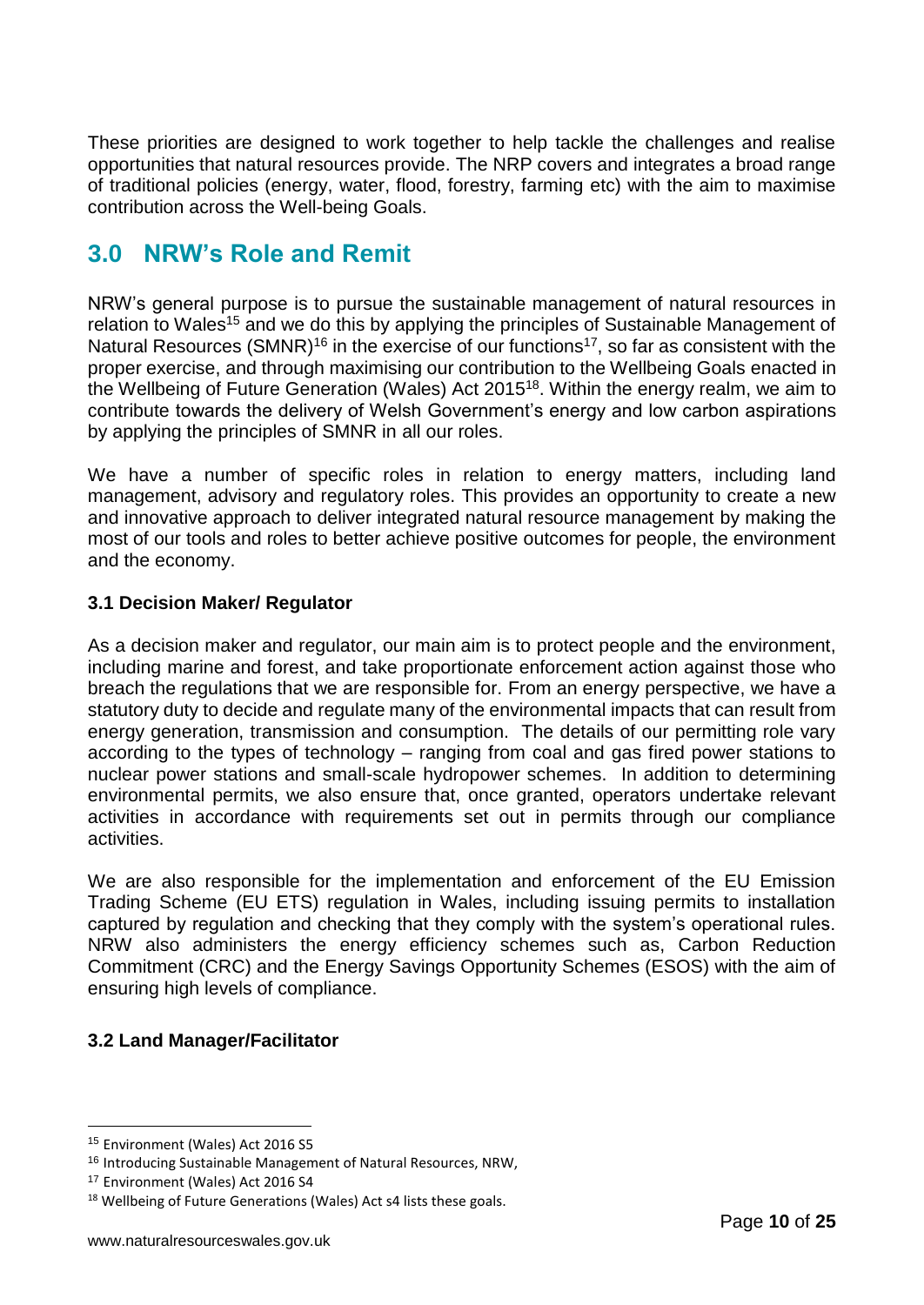These priorities are designed to work together to help tackle the challenges and realise opportunities that natural resources provide. The NRP covers and integrates a broad range of traditional policies (energy, water, flood, forestry, farming etc) with the aim to maximise contribution across the Well-being Goals.

## 3.0 NRW's Role and Remit

NRW's general purpose is to pursue the sustainable management of natural resources in relation to Wales[15] and we do this by applying the principles of Sustainable Management of Natural Resources (SMNR)[16] in the exercise of our functions[17], so far as consistent with the proper exercise, and through maximising our contribution to the Wellbeing Goals enacted in the Wellbeing of Future Generation (Wales) Act 2015[18]. Within the energy realm, we aim to contribute towards the delivery of Welsh Government's energy and low carbon aspirations by applying the principles of SMNR in all our roles.

We have a number of specific roles in relation to energy matters, including land management, advisory and regulatory roles. This provides an opportunity to create a new and innovative approach to deliver integrated natural resource management by making the most of our tools and roles to better achieve positive outcomes for people, the environment and the economy.

### 3.1 Decision Maker/ Regulator

As a decision maker and regulator, our main aim is to protect people and the environment, including marine and forest, and take proportionate enforcement action against those who breach the regulations that we are responsible for. From an energy perspective, we have a statutory duty to decide and regulate many of the environmental impacts that can result from energy generation, transmission and consumption. The details of our permitting role vary according to the types of technology – ranging from coal and gas fired power stations to nuclear power stations and small-scale hydropower schemes. In addition to determining environmental permits, we also ensure that, once granted, operators undertake relevant activities in accordance with requirements set out in permits through our compliance activities.

We are also responsible for the implementation and enforcement of the EU Emission Trading Scheme (EU ETS) regulation in Wales, including issuing permits to installation captured by regulation and checking that they comply with the system's operational rules. NRW also administers the energy efficiency schemes such as, Carbon Reduction Commitment (CRC) and the Energy Savings Opportunity Schemes (ESOS) with the aim of ensuring high levels of compliance.

### 3.2 Land Manager/Facilitator

---

[15] Environment (Wales) Act 2016 S5

[16] Introducing Sustainable Management of Natural Resources, NRW,

[17] Environment (Wales) Act 2016 S4

[18] Wellbeing of Future Generations (Wales) Act s4 lists these goals.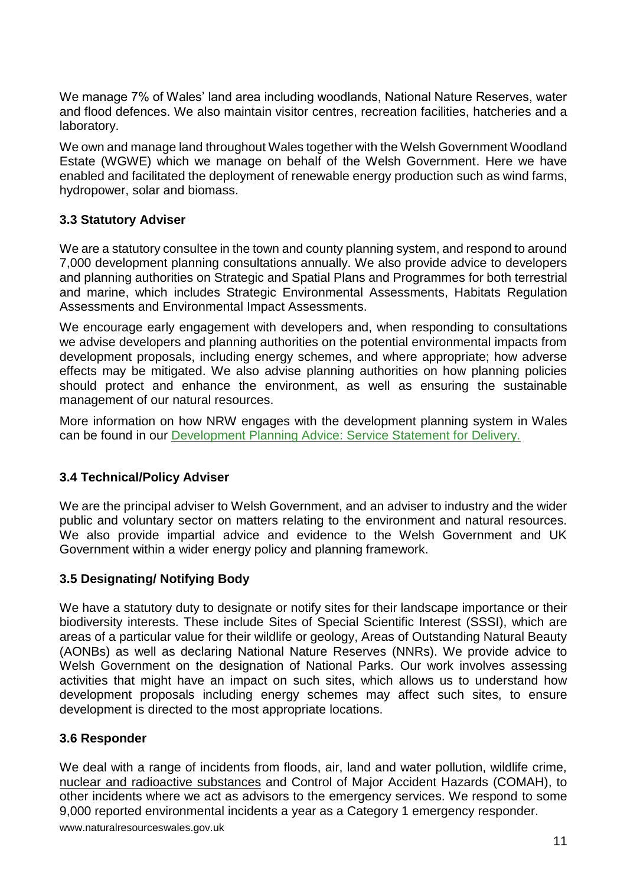We manage 7% of Wales' land area including woodlands, National Nature Reserves, water and flood defences. We also maintain visitor centres, recreation facilities, hatcheries and a laboratory.

We own and manage land throughout Wales together with the Welsh Government Woodland Estate (WGWE) which we manage on behalf of the Welsh Government. Here we have enabled and facilitated the deployment of renewable energy production such as wind farms, hydropower, solar and biomass.

### 3.3 Statutory Adviser

We are a statutory consultee in the town and county planning system, and respond to around 7,000 development planning consultations annually. We also provide advice to developers and planning authorities on Strategic and Spatial Plans and Programmes for both terrestrial and marine, which includes Strategic Environmental Assessments, Habitats Regulation Assessments and Environmental Impact Assessments.

We encourage early engagement with developers and, when responding to consultations we advise developers and planning authorities on the potential environmental impacts from development proposals, including energy schemes, and where appropriate; how adverse effects may be mitigated. We also advise planning authorities on how planning policies should protect and enhance the environment, as well as ensuring the sustainable management of our natural resources.

More information on how NRW engages with the development planning system in Wales can be found in our Development Planning Advice: Service Statement for Delivery.

### 3.4 Technical/Policy Adviser

We are the principal adviser to Welsh Government, and an adviser to industry and the wider public and voluntary sector on matters relating to the environment and natural resources. We also provide impartial advice and evidence to the Welsh Government and UK Government within a wider energy policy and planning framework.

### 3.5 Designating/ Notifying Body

We have a statutory duty to designate or notify sites for their landscape importance or their biodiversity interests. These include Sites of Special Scientific Interest (SSSI), which are areas of a particular value for their wildlife or geology, Areas of Outstanding Natural Beauty (AONBs) as well as declaring National Nature Reserves (NNRs). We provide advice to Welsh Government on the designation of National Parks. Our work involves assessing activities that might have an impact on such sites, which allows us to understand how development proposals including energy schemes may affect such sites, to ensure development is directed to the most appropriate locations.

### 3.6 Responder

We deal with a range of incidents from floods, air, land and water pollution, wildlife crime, nuclear and radioactive substances and Control of Major Accident Hazards (COMAH), to other incidents where we act as advisors to the emergency services. We respond to some 9,000 reported environmental incidents a year as a Category 1 emergency responder.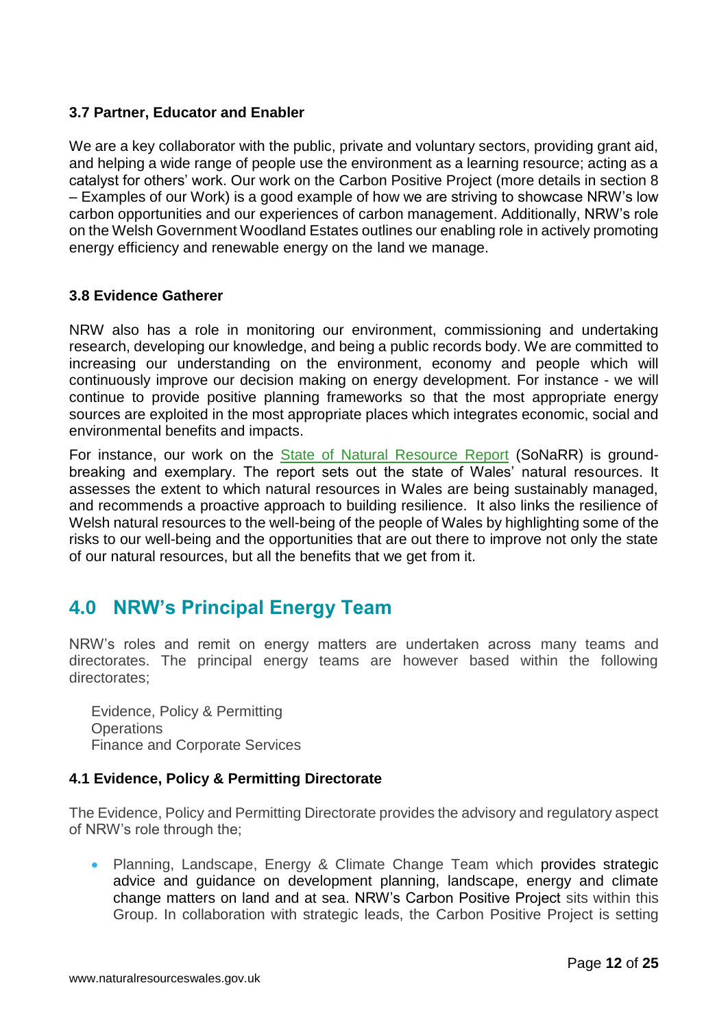### 3.7 Partner, Educator and Enabler

We are a key collaborator with the public, private and voluntary sectors, providing grant aid, and helping a wide range of people use the environment as a learning resource; acting as a catalyst for others' work. Our work on the Carbon Positive Project (more details in section 8 – Examples of our Work) is a good example of how we are striving to showcase NRW's low carbon opportunities and our experiences of carbon management. Additionally, NRW's role on the Welsh Government Woodland Estates outlines our enabling role in actively promoting energy efficiency and renewable energy on the land we manage.

### 3.8 Evidence Gatherer

NRW also has a role in monitoring our environment, commissioning and undertaking research, developing our knowledge, and being a public records body. We are committed to increasing our understanding on the environment, economy and people which will continuously improve our decision making on energy development. For instance - we will continue to provide positive planning frameworks so that the most appropriate energy sources are exploited in the most appropriate places which integrates economic, social and environmental benefits and impacts.

For instance, our work on the State of Natural Resource Report (SoNaRR) is ground-breaking and exemplary. The report sets out the state of Wales' natural resources. It assesses the extent to which natural resources in Wales are being sustainably managed, and recommends a proactive approach to building resilience. It also links the resilience of Welsh natural resources to the well-being of the people of Wales by highlighting some of the risks to our well-being and the opportunities that are out there to improve not only the state of our natural resources, but all the benefits that we get from it.

## 4.0 NRW's Principal Energy Team

NRW's roles and remit on energy matters are undertaken across many teams and directorates. The principal energy teams are however based within the following directorates;

Evidence, Policy & Permitting
Operations
Finance and Corporate Services

### 4.1 Evidence, Policy & Permitting Directorate

The Evidence, Policy and Permitting Directorate provides the advisory and regulatory aspect of NRW's role through the;

- Planning, Landscape, Energy & Climate Change Team which provides strategic advice and guidance on development planning, landscape, energy and climate change matters on land and at sea. NRW's Carbon Positive Project sits within this Group. In collaboration with strategic leads, the Carbon Positive Project is setting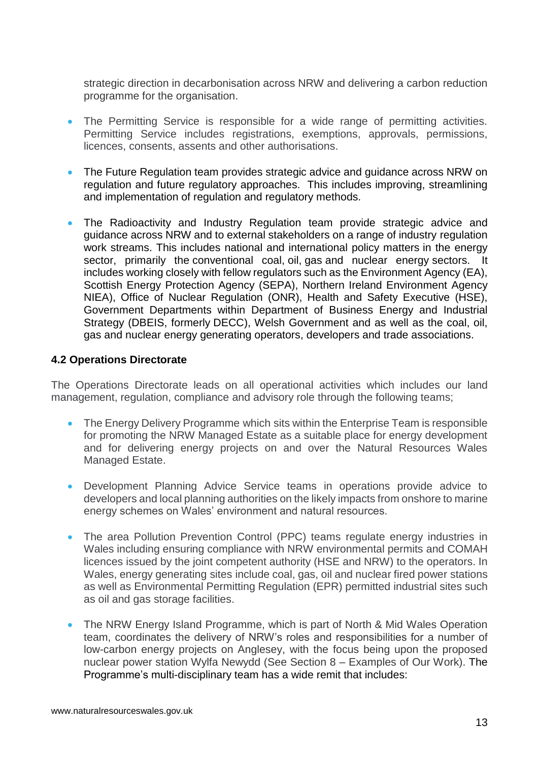strategic direction in decarbonisation across NRW and delivering a carbon reduction programme for the organisation.

- The Permitting Service is responsible for a wide range of permitting activities. Permitting Service includes registrations, exemptions, approvals, permissions, licences, consents, assents and other authorisations.

- The Future Regulation team provides strategic advice and guidance across NRW on regulation and future regulatory approaches. This includes improving, streamlining and implementation of regulation and regulatory methods.

- The Radioactivity and Industry Regulation team provide strategic advice and guidance across NRW and to external stakeholders on a range of industry regulation work streams. This includes national and international policy matters in the energy sector, primarily the conventional coal, oil, gas and nuclear energy sectors. It includes working closely with fellow regulators such as the Environment Agency (EA), Scottish Energy Protection Agency (SEPA), Northern Ireland Environment Agency NIEA), Office of Nuclear Regulation (ONR), Health and Safety Executive (HSE), Government Departments within Department of Business Energy and Industrial Strategy (DBEIS, formerly DECC), Welsh Government and as well as the coal, oil, gas and nuclear energy generating operators, developers and trade associations.

### 4.2 Operations Directorate

The Operations Directorate leads on all operational activities which includes our land management, regulation, compliance and advisory role through the following teams;

- The Energy Delivery Programme which sits within the Enterprise Team is responsible for promoting the NRW Managed Estate as a suitable place for energy development and for delivering energy projects on and over the Natural Resources Wales Managed Estate.

- Development Planning Advice Service teams in operations provide advice to developers and local planning authorities on the likely impacts from onshore to marine energy schemes on Wales' environment and natural resources.

- The area Pollution Prevention Control (PPC) teams regulate energy industries in Wales including ensuring compliance with NRW environmental permits and COMAH licences issued by the joint competent authority (HSE and NRW) to the operators. In Wales, energy generating sites include coal, gas, oil and nuclear fired power stations as well as Environmental Permitting Regulation (EPR) permitted industrial sites such as oil and gas storage facilities.

- The NRW Energy Island Programme, which is part of North & Mid Wales Operation team, coordinates the delivery of NRW's roles and responsibilities for a number of low-carbon energy projects on Anglesey, with the focus being upon the proposed nuclear power station Wylfa Newydd (See Section 8 – Examples of Our Work). The Programme's multi-disciplinary team has a wide remit that includes: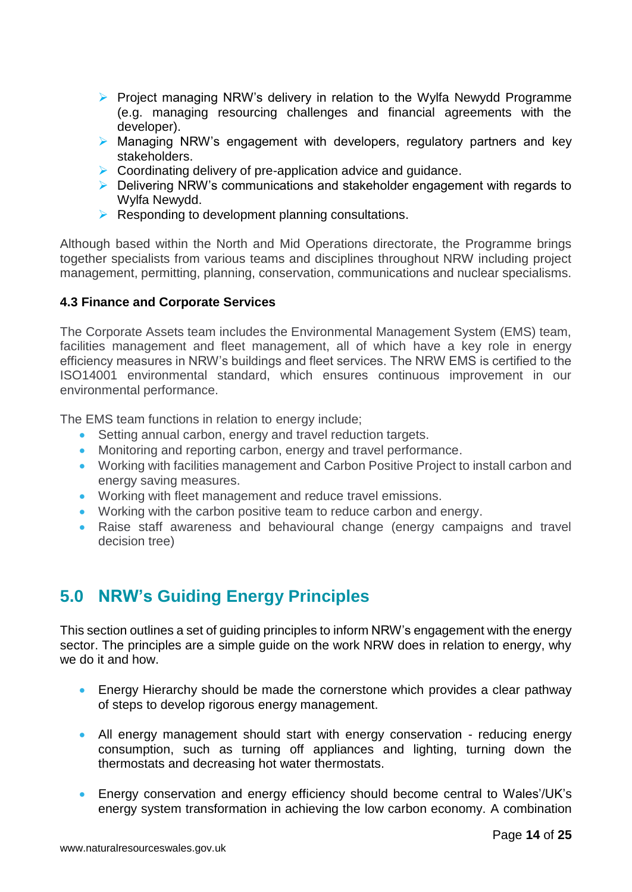- Project managing NRW's delivery in relation to the Wylfa Newydd Programme (e.g. managing resourcing challenges and financial agreements with the developer).
- Managing NRW's engagement with developers, regulatory partners and key stakeholders.
- Coordinating delivery of pre-application advice and guidance.
- Delivering NRW's communications and stakeholder engagement with regards to Wylfa Newydd.
- Responding to development planning consultations.

Although based within the North and Mid Operations directorate, the Programme brings together specialists from various teams and disciplines throughout NRW including project management, permitting, planning, conservation, communications and nuclear specialisms.

### 4.3 Finance and Corporate Services

The Corporate Assets team includes the Environmental Management System (EMS) team, facilities management and fleet management, all of which have a key role in energy efficiency measures in NRW's buildings and fleet services. The NRW EMS is certified to the ISO14001 environmental standard, which ensures continuous improvement in our environmental performance.

The EMS team functions in relation to energy include;

- Setting annual carbon, energy and travel reduction targets.
- Monitoring and reporting carbon, energy and travel performance.
- Working with facilities management and Carbon Positive Project to install carbon and energy saving measures.
- Working with fleet management and reduce travel emissions.
- Working with the carbon positive team to reduce carbon and energy.
- Raise staff awareness and behavioural change (energy campaigns and travel decision tree)

## 5.0 NRW's Guiding Energy Principles

This section outlines a set of guiding principles to inform NRW's engagement with the energy sector. The principles are a simple guide on the work NRW does in relation to energy, why we do it and how.

- Energy Hierarchy should be made the cornerstone which provides a clear pathway of steps to develop rigorous energy management.

- All energy management should start with energy conservation - reducing energy consumption, such as turning off appliances and lighting, turning down the thermostats and decreasing hot water thermostats.

- Energy conservation and energy efficiency should become central to Wales'/UK's energy system transformation in achieving the low carbon economy. A combination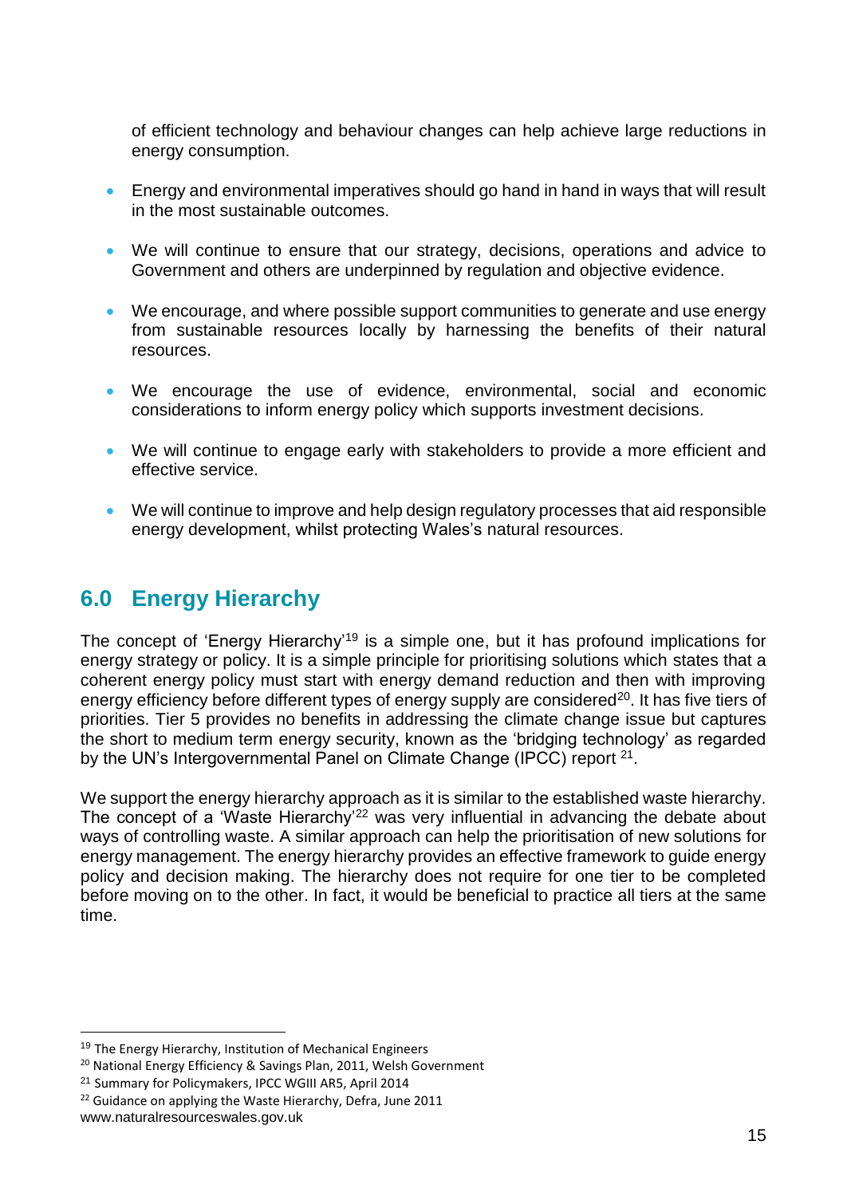of efficient technology and behaviour changes can help achieve large reductions in energy consumption.

- Energy and environmental imperatives should go hand in hand in ways that will result in the most sustainable outcomes.
- We will continue to ensure that our strategy, decisions, operations and advice to Government and others are underpinned by regulation and objective evidence.
- We encourage, and where possible support communities to generate and use energy from sustainable resources locally by harnessing the benefits of their natural resources.
- We encourage the use of evidence, environmental, social and economic considerations to inform energy policy which supports investment decisions.
- We will continue to engage early with stakeholders to provide a more efficient and effective service.
- We will continue to improve and help design regulatory processes that aid responsible energy development, whilst protecting Wales's natural resources.

## 6.0 Energy Hierarchy

The concept of 'Energy Hierarchy'[19] is a simple one, but it has profound implications for energy strategy or policy. It is a simple principle for prioritising solutions which states that a coherent energy policy must start with energy demand reduction and then with improving energy efficiency before different types of energy supply are considered[20]. It has five tiers of priorities. Tier 5 provides no benefits in addressing the climate change issue but captures the short to medium term energy security, known as the 'bridging technology' as regarded by the UN's Intergovernmental Panel on Climate Change (IPCC) report [21].

We support the energy hierarchy approach as it is similar to the established waste hierarchy. The concept of a 'Waste Hierarchy'[22] was very influential in advancing the debate about ways of controlling waste. A similar approach can help the prioritisation of new solutions for energy management. The energy hierarchy provides an effective framework to guide energy policy and decision making. The hierarchy does not require for one tier to be completed before moving on to the other. In fact, it would be beneficial to practice all tiers at the same time.

---

[19] The Energy Hierarchy, Institution of Mechanical Engineers

[20] National Energy Efficiency & Savings Plan, 2011, Welsh Government

[21] Summary for Policymakers, IPCC WGIII AR5, April 2014

[22] Guidance on applying the Waste Hierarchy, Defra, June 2011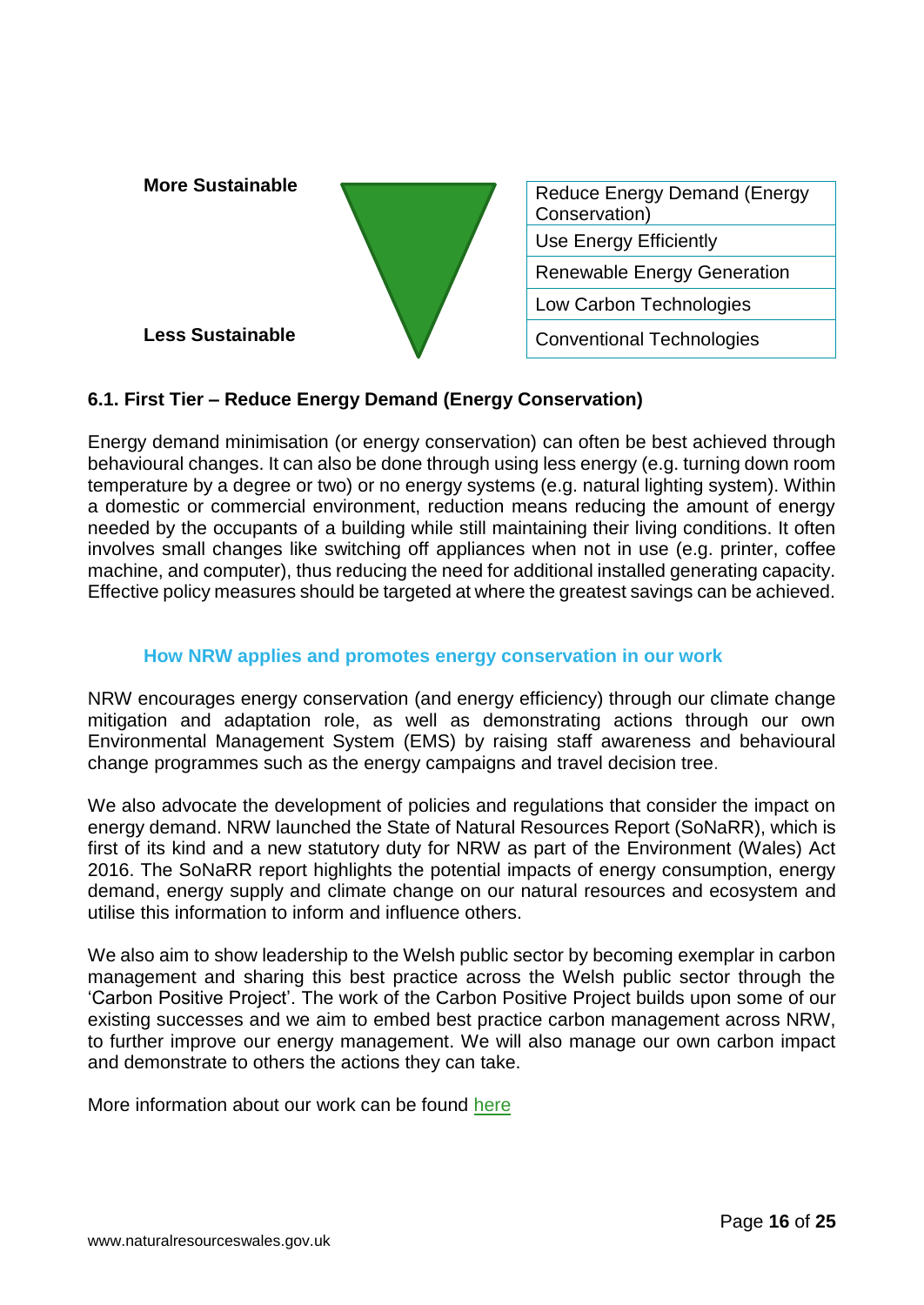| More Sustainable | Reduce Energy Demand (Energy Conservation) |
| --- | --- |
| | Use Energy Efficiently |
| | Renewable Energy Generation |
| | Low Carbon Technologies |
| Less Sustainable | Conventional Technologies |

### 6.1. First Tier – Reduce Energy Demand (Energy Conservation)

Energy demand minimisation (or energy conservation) can often be best achieved through behavioural changes. It can also be done through using less energy (e.g. turning down room temperature by a degree or two) or no energy systems (e.g. natural lighting system). Within a domestic or commercial environment, reduction means reducing the amount of energy needed by the occupants of a building while still maintaining their living conditions. It often involves small changes like switching off appliances when not in use (e.g. printer, coffee machine, and computer), thus reducing the need for additional installed generating capacity. Effective policy measures should be targeted at where the greatest savings can be achieved.

#### How NRW applies and promotes energy conservation in our work

NRW encourages energy conservation (and energy efficiency) through our climate change mitigation and adaptation role, as well as demonstrating actions through our own Environmental Management System (EMS) by raising staff awareness and behavioural change programmes such as the energy campaigns and travel decision tree.

We also advocate the development of policies and regulations that consider the impact on energy demand. NRW launched the State of Natural Resources Report (SoNaRR), which is first of its kind and a new statutory duty for NRW as part of the Environment (Wales) Act 2016. The SoNaRR report highlights the potential impacts of energy consumption, energy demand, energy supply and climate change on our natural resources and ecosystem and utilise this information to inform and influence others.

We also aim to show leadership to the Welsh public sector by becoming exemplar in carbon management and sharing this best practice across the Welsh public sector through the 'Carbon Positive Project'. The work of the Carbon Positive Project builds upon some of our existing successes and we aim to embed best practice carbon management across NRW, to further improve our energy management. We will also manage our own carbon impact and demonstrate to others the actions they can take.

More information about our work can be found here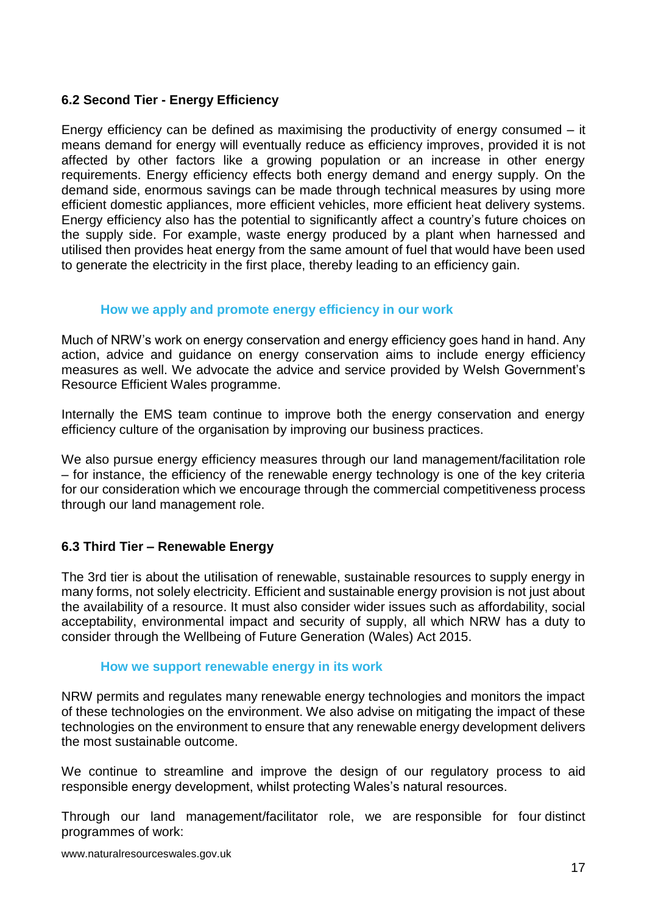### 6.2 Second Tier - Energy Efficiency

Energy efficiency can be defined as maximising the productivity of energy consumed – it means demand for energy will eventually reduce as efficiency improves, provided it is not affected by other factors like a growing population or an increase in other energy requirements. Energy efficiency effects both energy demand and energy supply. On the demand side, enormous savings can be made through technical measures by using more efficient domestic appliances, more efficient vehicles, more efficient heat delivery systems. Energy efficiency also has the potential to significantly affect a country's future choices on the supply side. For example, waste energy produced by a plant when harnessed and utilised then provides heat energy from the same amount of fuel that would have been used to generate the electricity in the first place, thereby leading to an efficiency gain.

#### How we apply and promote energy efficiency in our work

Much of NRW's work on energy conservation and energy efficiency goes hand in hand. Any action, advice and guidance on energy conservation aims to include energy efficiency measures as well. We advocate the advice and service provided by Welsh Government's Resource Efficient Wales programme.

Internally the EMS team continue to improve both the energy conservation and energy efficiency culture of the organisation by improving our business practices.

We also pursue energy efficiency measures through our land management/facilitation role – for instance, the efficiency of the renewable energy technology is one of the key criteria for our consideration which we encourage through the commercial competitiveness process through our land management role.

### 6.3 Third Tier – Renewable Energy

The 3rd tier is about the utilisation of renewable, sustainable resources to supply energy in many forms, not solely electricity. Efficient and sustainable energy provision is not just about the availability of a resource. It must also consider wider issues such as affordability, social acceptability, environmental impact and security of supply, all which NRW has a duty to consider through the Wellbeing of Future Generation (Wales) Act 2015.

#### How we support renewable energy in its work

NRW permits and regulates many renewable energy technologies and monitors the impact of these technologies on the environment. We also advise on mitigating the impact of these technologies on the environment to ensure that any renewable energy development delivers the most sustainable outcome.

We continue to streamline and improve the design of our regulatory process to aid responsible energy development, whilst protecting Wales's natural resources.

Through our land management/facilitator role, we are responsible for four distinct programmes of work: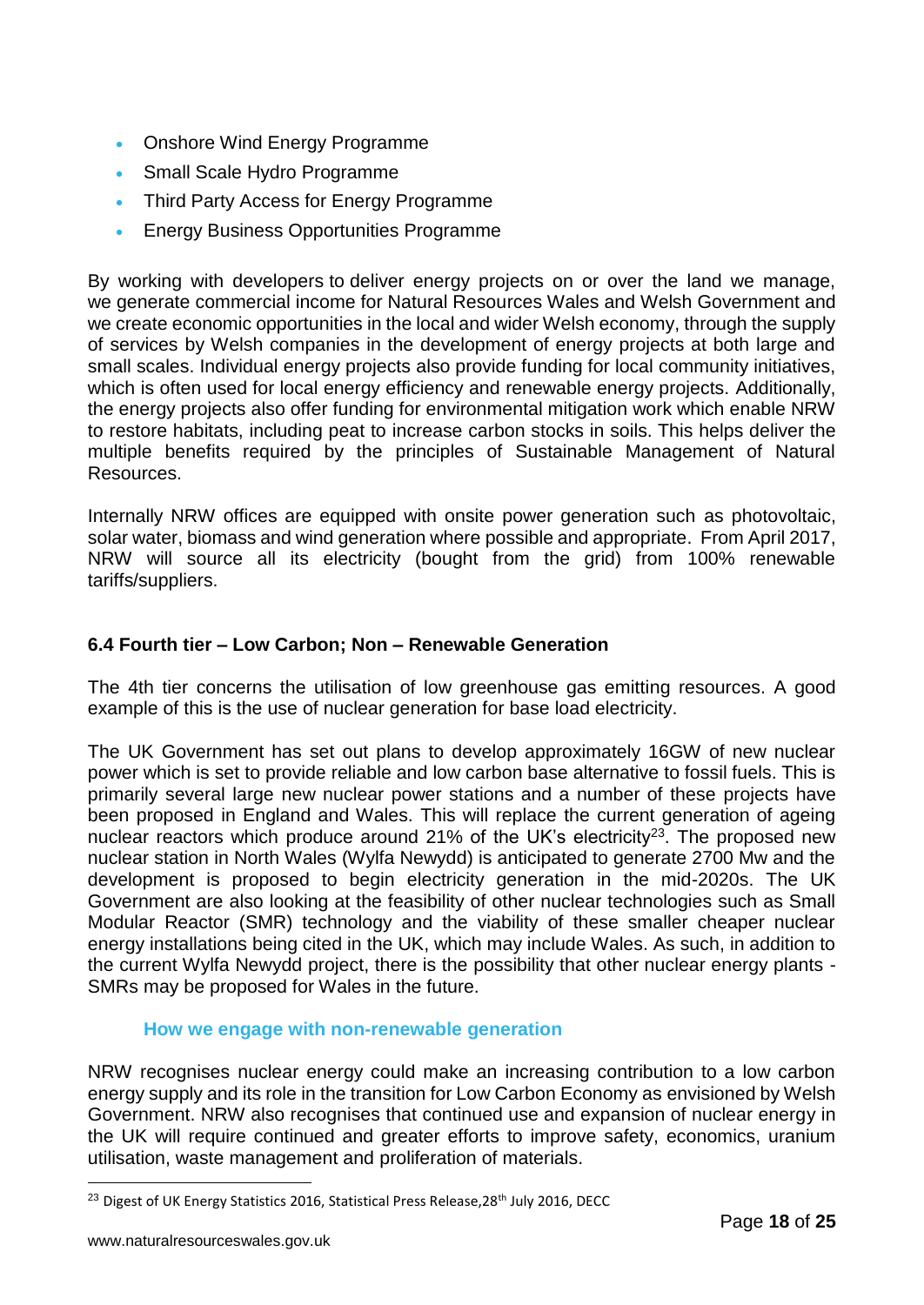- Onshore Wind Energy Programme
- Small Scale Hydro Programme
- Third Party Access for Energy Programme
- Energy Business Opportunities Programme

By working with developers to deliver energy projects on or over the land we manage, we generate commercial income for Natural Resources Wales and Welsh Government and we create economic opportunities in the local and wider Welsh economy, through the supply of services by Welsh companies in the development of energy projects at both large and small scales. Individual energy projects also provide funding for local community initiatives, which is often used for local energy efficiency and renewable energy projects. Additionally, the energy projects also offer funding for environmental mitigation work which enable NRW to restore habitats, including peat to increase carbon stocks in soils. This helps deliver the multiple benefits required by the principles of Sustainable Management of Natural Resources.

Internally NRW offices are equipped with onsite power generation such as photovoltaic, solar water, biomass and wind generation where possible and appropriate. From April 2017, NRW will source all its electricity (bought from the grid) from 100% renewable tariffs/suppliers.

### 6.4 Fourth tier – Low Carbon; Non – Renewable Generation

The 4th tier concerns the utilisation of low greenhouse gas emitting resources. A good example of this is the use of nuclear generation for base load electricity.

The UK Government has set out plans to develop approximately 16GW of new nuclear power which is set to provide reliable and low carbon base alternative to fossil fuels. This is primarily several large new nuclear power stations and a number of these projects have been proposed in England and Wales. This will replace the current generation of ageing nuclear reactors which produce around 21% of the UK's electricity[23]. The proposed new nuclear station in North Wales (Wylfa Newydd) is anticipated to generate 2700 Mw and the development is proposed to begin electricity generation in the mid-2020s. The UK Government are also looking at the feasibility of other nuclear technologies such as Small Modular Reactor (SMR) technology and the viability of these smaller cheaper nuclear energy installations being cited in the UK, which may include Wales. As such, in addition to the current Wylfa Newydd project, there is the possibility that other nuclear energy plants - SMRs may be proposed for Wales in the future.

#### How we engage with non-renewable generation

NRW recognises nuclear energy could make an increasing contribution to a low carbon energy supply and its role in the transition for Low Carbon Economy as envisioned by Welsh Government. NRW also recognises that continued use and expansion of nuclear energy in the UK will require continued and greater efforts to improve safety, economics, uranium utilisation, waste management and proliferation of materials.

[23] Digest of UK Energy Statistics 2016, Statistical Press Release, 28th July 2016, DECC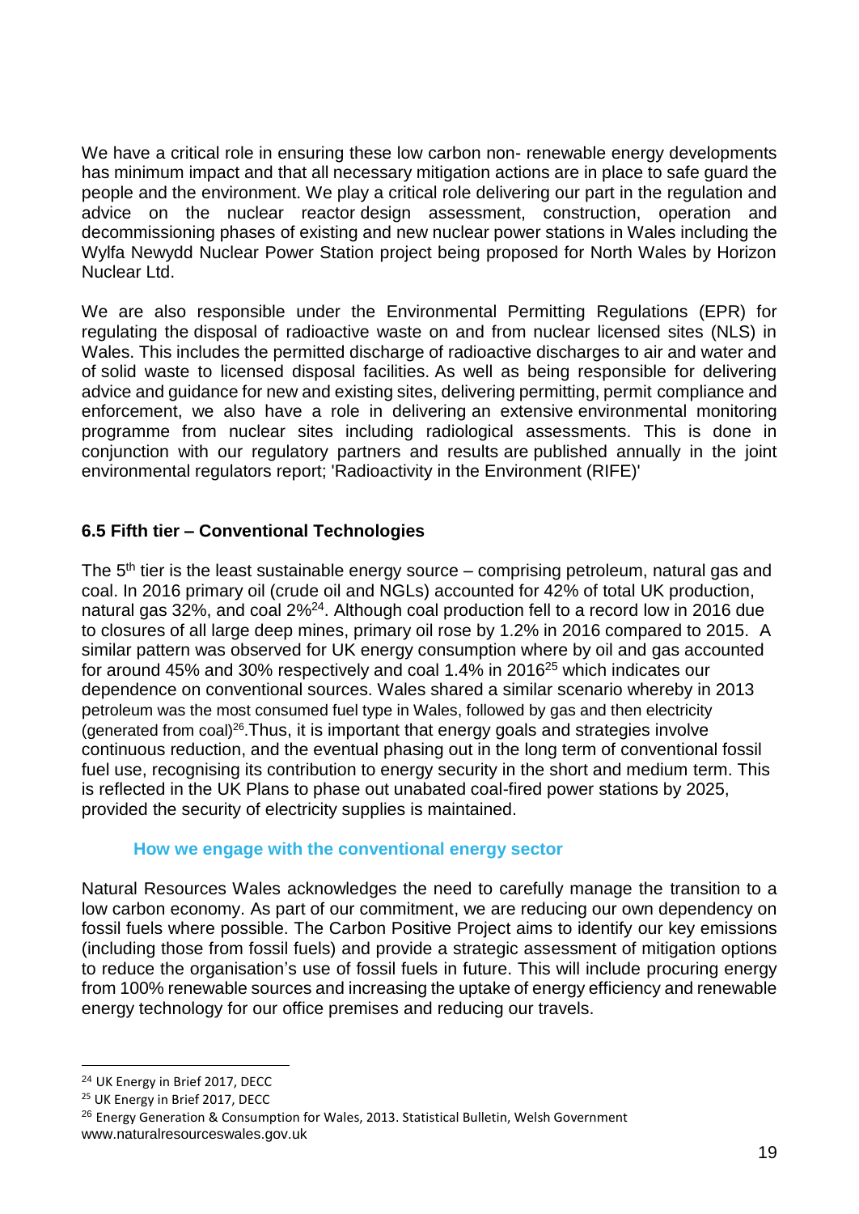We have a critical role in ensuring these low carbon non- renewable energy developments has minimum impact and that all necessary mitigation actions are in place to safe guard the people and the environment. We play a critical role delivering our part in the regulation and advice on the nuclear reactor design assessment, construction, operation and decommissioning phases of existing and new nuclear power stations in Wales including the Wylfa Newydd Nuclear Power Station project being proposed for North Wales by Horizon Nuclear Ltd.

We are also responsible under the Environmental Permitting Regulations (EPR) for regulating the disposal of radioactive waste on and from nuclear licensed sites (NLS) in Wales. This includes the permitted discharge of radioactive discharges to air and water and of solid waste to licensed disposal facilities. As well as being responsible for delivering advice and guidance for new and existing sites, delivering permitting, permit compliance and enforcement, we also have a role in delivering an extensive environmental monitoring programme from nuclear sites including radiological assessments. This is done in conjunction with our regulatory partners and results are published annually in the joint environmental regulators report; 'Radioactivity in the Environment (RIFE)'

### 6.5 Fifth tier – Conventional Technologies

The 5th tier is the least sustainable energy source – comprising petroleum, natural gas and coal. In 2016 primary oil (crude oil and NGLs) accounted for 42% of total UK production, natural gas 32%, and coal 2%[24]. Although coal production fell to a record low in 2016 due to closures of all large deep mines, primary oil rose by 1.2% in 2016 compared to 2015. A similar pattern was observed for UK energy consumption where by oil and gas accounted for around 45% and 30% respectively and coal 1.4% in 2016[25] which indicates our dependence on conventional sources. Wales shared a similar scenario whereby in 2013 petroleum was the most consumed fuel type in Wales, followed by gas and then electricity (generated from coal)[26]. Thus, it is important that energy goals and strategies involve continuous reduction, and the eventual phasing out in the long term of conventional fossil fuel use, recognising its contribution to energy security in the short and medium term. This is reflected in the UK Plans to phase out unabated coal-fired power stations by 2025, provided the security of electricity supplies is maintained.

#### How we engage with the conventional energy sector

Natural Resources Wales acknowledges the need to carefully manage the transition to a low carbon economy. As part of our commitment, we are reducing our own dependency on fossil fuels where possible. The Carbon Positive Project aims to identify our key emissions (including those from fossil fuels) and provide a strategic assessment of mitigation options to reduce the organisation's use of fossil fuels in future. This will include procuring energy from 100% renewable sources and increasing the uptake of energy efficiency and renewable energy technology for our office premises and reducing our travels.

[24] UK Energy in Brief 2017, DECC

[25] UK Energy in Brief 2017, DECC

[26] Energy Generation & Consumption for Wales, 2013. Statistical Bulletin, Welsh Government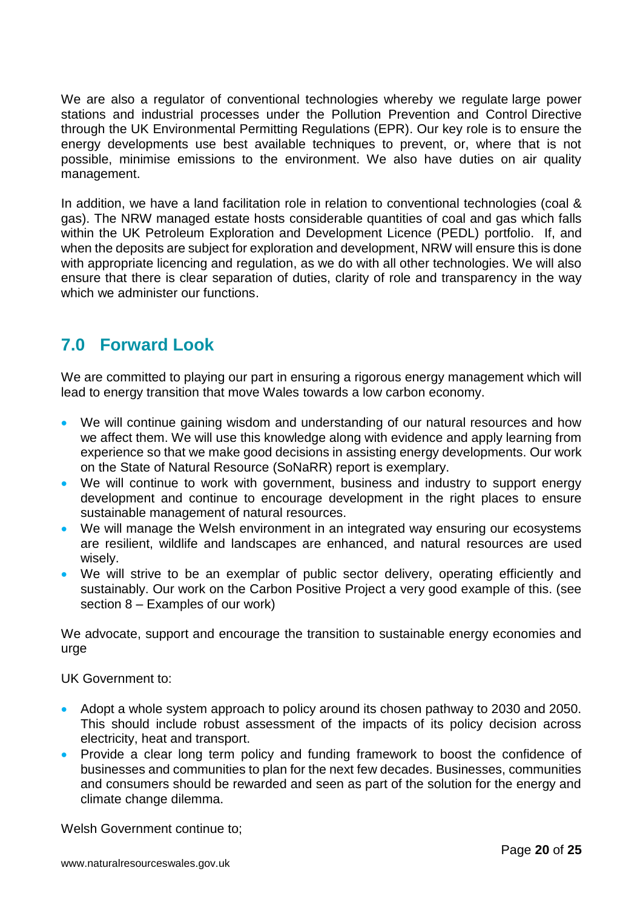We are also a regulator of conventional technologies whereby we regulate large power stations and industrial processes under the Pollution Prevention and Control Directive through the UK Environmental Permitting Regulations (EPR). Our key role is to ensure the energy developments use best available techniques to prevent, or, where that is not possible, minimise emissions to the environment. We also have duties on air quality management.

In addition, we have a land facilitation role in relation to conventional technologies (coal & gas). The NRW managed estate hosts considerable quantities of coal and gas which falls within the UK Petroleum Exploration and Development Licence (PEDL) portfolio. If, and when the deposits are subject for exploration and development, NRW will ensure this is done with appropriate licencing and regulation, as we do with all other technologies. We will also ensure that there is clear separation of duties, clarity of role and transparency in the way which we administer our functions.

## 7.0 Forward Look

We are committed to playing our part in ensuring a rigorous energy management which will lead to energy transition that move Wales towards a low carbon economy.

- We will continue gaining wisdom and understanding of our natural resources and how we affect them. We will use this knowledge along with evidence and apply learning from experience so that we make good decisions in assisting energy developments. Our work on the State of Natural Resource (SoNaRR) report is exemplary.
- We will continue to work with government, business and industry to support energy development and continue to encourage development in the right places to ensure sustainable management of natural resources.
- We will manage the Welsh environment in an integrated way ensuring our ecosystems are resilient, wildlife and landscapes are enhanced, and natural resources are used wisely.
- We will strive to be an exemplar of public sector delivery, operating efficiently and sustainably. Our work on the Carbon Positive Project a very good example of this. (see section 8 – Examples of our work)

We advocate, support and encourage the transition to sustainable energy economies and urge

UK Government to:

- Adopt a whole system approach to policy around its chosen pathway to 2030 and 2050. This should include robust assessment of the impacts of its policy decision across electricity, heat and transport.
- Provide a clear long term policy and funding framework to boost the confidence of businesses and communities to plan for the next few decades. Businesses, communities and consumers should be rewarded and seen as part of the solution for the energy and climate change dilemma.

Welsh Government continue to;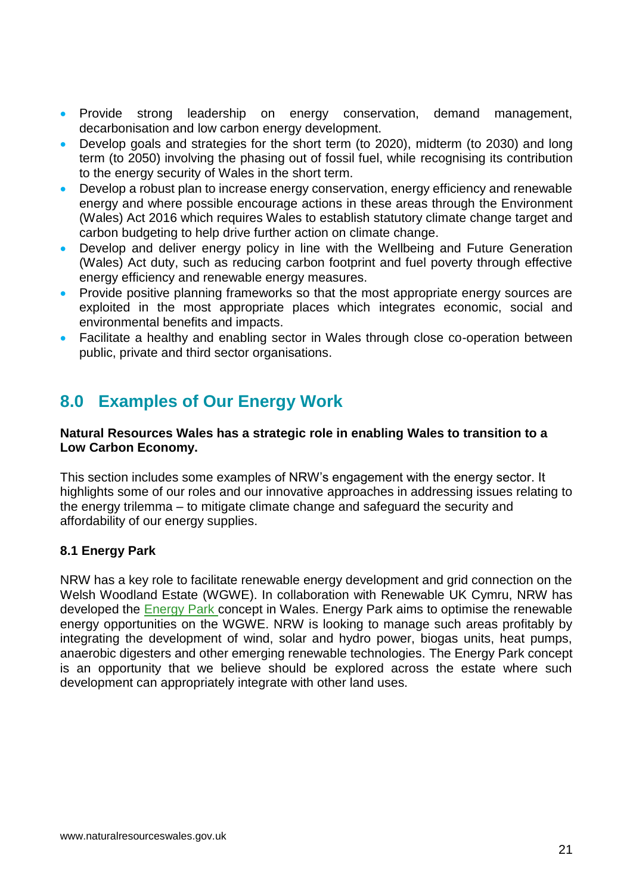- Provide strong leadership on energy conservation, demand management, decarbonisation and low carbon energy development.
- Develop goals and strategies for the short term (to 2020), midterm (to 2030) and long term (to 2050) involving the phasing out of fossil fuel, while recognising its contribution to the energy security of Wales in the short term.
- Develop a robust plan to increase energy conservation, energy efficiency and renewable energy and where possible encourage actions in these areas through the Environment (Wales) Act 2016 which requires Wales to establish statutory climate change target and carbon budgeting to help drive further action on climate change.
- Develop and deliver energy policy in line with the Wellbeing and Future Generation (Wales) Act duty, such as reducing carbon footprint and fuel poverty through effective energy efficiency and renewable energy measures.
- Provide positive planning frameworks so that the most appropriate energy sources are exploited in the most appropriate places which integrates economic, social and environmental benefits and impacts.
- Facilitate a healthy and enabling sector in Wales through close co-operation between public, private and third sector organisations.

## 8.0 Examples of Our Energy Work

**Natural Resources Wales has a strategic role in enabling Wales to transition to a Low Carbon Economy.**

This section includes some examples of NRW's engagement with the energy sector. It highlights some of our roles and our innovative approaches in addressing issues relating to the energy trilemma – to mitigate climate change and safeguard the security and affordability of our energy supplies.

### 8.1 Energy Park

NRW has a key role to facilitate renewable energy development and grid connection on the Welsh Woodland Estate (WGWE). In collaboration with Renewable UK Cymru, NRW has developed the Energy Park concept in Wales. Energy Park aims to optimise the renewable energy opportunities on the WGWE. NRW is looking to manage such areas profitably by integrating the development of wind, solar and hydro power, biogas units, heat pumps, anaerobic digesters and other emerging renewable technologies. The Energy Park concept is an opportunity that we believe should be explored across the estate where such development can appropriately integrate with other land uses.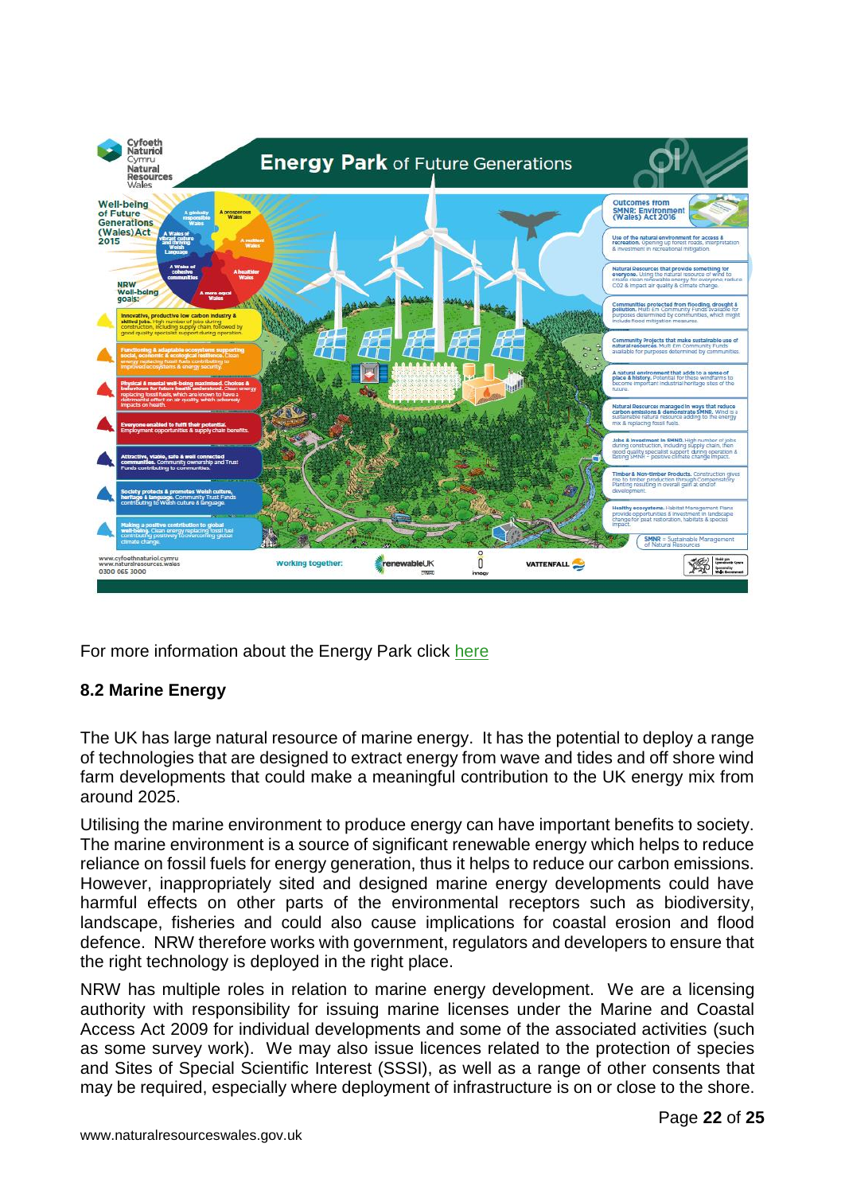For more information about the Energy Park click here

### 8.2 Marine Energy

The UK has large natural resource of marine energy. It has the potential to deploy a range of technologies that are designed to extract energy from wave and tides and off shore wind farm developments that could make a meaningful contribution to the UK energy mix from around 2025.

Utilising the marine environment to produce energy can have important benefits to society. The marine environment is a source of significant renewable energy which helps to reduce reliance on fossil fuels for energy generation, thus it helps to reduce our carbon emissions. However, inappropriately sited and designed marine energy developments could have harmful effects on other parts of the environmental receptors such as biodiversity, landscape, fisheries and could also cause implications for coastal erosion and flood defence. NRW therefore works with government, regulators and developers to ensure that the right technology is deployed in the right place.

NRW has multiple roles in relation to marine energy development. We are a licensing authority with responsibility for issuing marine licenses under the Marine and Coastal Access Act 2009 for individual developments and some of the associated activities (such as some survey work). We may also issue licences related to the protection of species and Sites of Special Scientific Interest (SSSI), as well as a range of other consents that may be required, especially where deployment of infrastructure is on or close to the shore.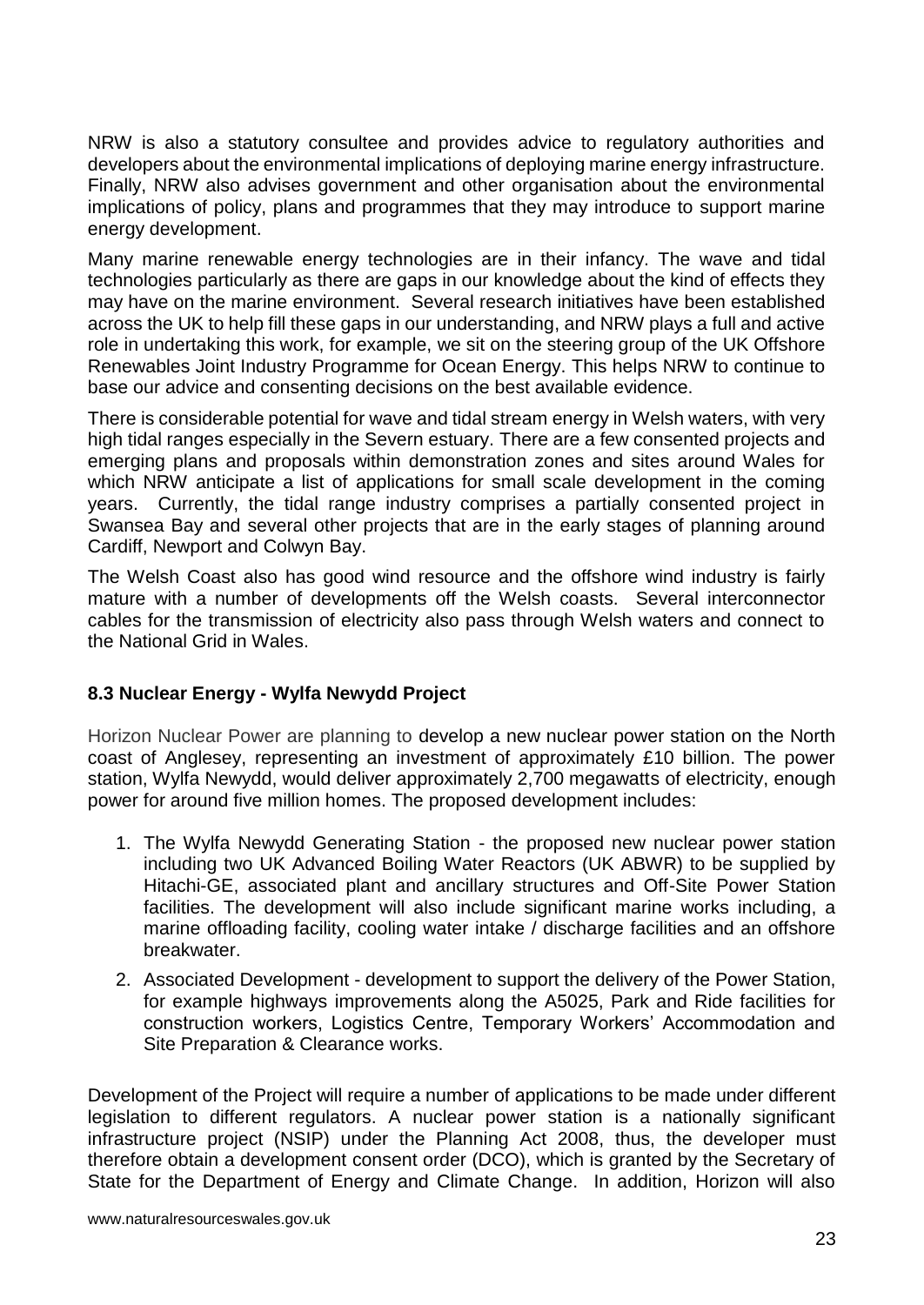NRW is also a statutory consultee and provides advice to regulatory authorities and developers about the environmental implications of deploying marine energy infrastructure. Finally, NRW also advises government and other organisation about the environmental implications of policy, plans and programmes that they may introduce to support marine energy development.

Many marine renewable energy technologies are in their infancy. The wave and tidal technologies particularly as there are gaps in our knowledge about the kind of effects they may have on the marine environment. Several research initiatives have been established across the UK to help fill these gaps in our understanding, and NRW plays a full and active role in undertaking this work, for example, we sit on the steering group of the UK Offshore Renewables Joint Industry Programme for Ocean Energy. This helps NRW to continue to base our advice and consenting decisions on the best available evidence.

There is considerable potential for wave and tidal stream energy in Welsh waters, with very high tidal ranges especially in the Severn estuary. There are a few consented projects and emerging plans and proposals within demonstration zones and sites around Wales for which NRW anticipate a list of applications for small scale development in the coming years. Currently, the tidal range industry comprises a partially consented project in Swansea Bay and several other projects that are in the early stages of planning around Cardiff, Newport and Colwyn Bay.

The Welsh Coast also has good wind resource and the offshore wind industry is fairly mature with a number of developments off the Welsh coasts. Several interconnector cables for the transmission of electricity also pass through Welsh waters and connect to the National Grid in Wales.

### 8.3 Nuclear Energy - Wylfa Newydd Project

Horizon Nuclear Power are planning to develop a new nuclear power station on the North coast of Anglesey, representing an investment of approximately £10 billion. The power station, Wylfa Newydd, would deliver approximately 2,700 megawatts of electricity, enough power for around five million homes. The proposed development includes:

1. The Wylfa Newydd Generating Station - the proposed new nuclear power station including two UK Advanced Boiling Water Reactors (UK ABWR) to be supplied by Hitachi-GE, associated plant and ancillary structures and Off-Site Power Station facilities. The development will also include significant marine works including, a marine offloading facility, cooling water intake / discharge facilities and an offshore breakwater.
2. Associated Development - development to support the delivery of the Power Station, for example highways improvements along the A5025, Park and Ride facilities for construction workers, Logistics Centre, Temporary Workers' Accommodation and Site Preparation & Clearance works.

Development of the Project will require a number of applications to be made under different legislation to different regulators. A nuclear power station is a nationally significant infrastructure project (NSIP) under the Planning Act 2008, thus, the developer must therefore obtain a development consent order (DCO), which is granted by the Secretary of State for the Department of Energy and Climate Change. In addition, Horizon will also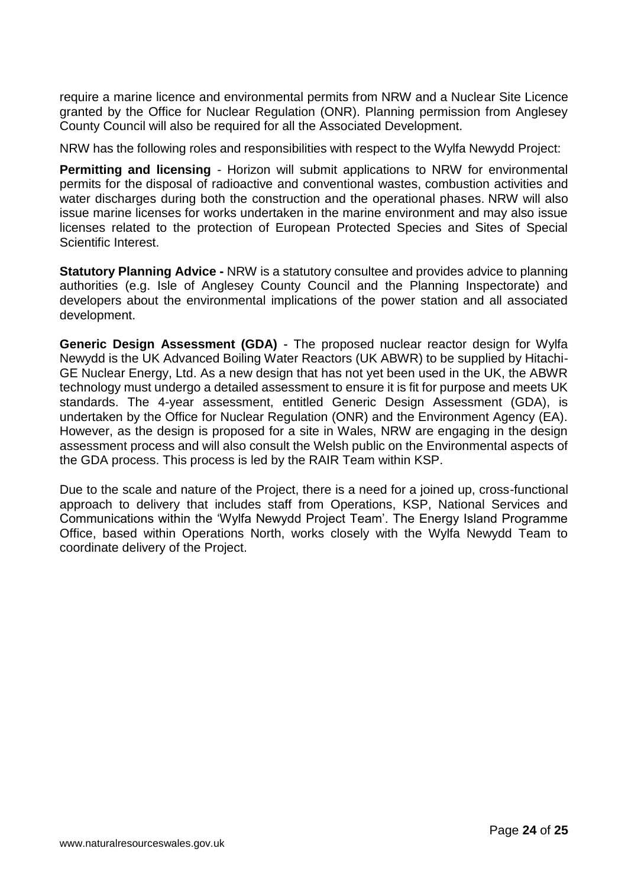require a marine licence and environmental permits from NRW and a Nuclear Site Licence granted by the Office for Nuclear Regulation (ONR). Planning permission from Anglesey County Council will also be required for all the Associated Development.

NRW has the following roles and responsibilities with respect to the Wylfa Newydd Project:

**Permitting and licensing** - Horizon will submit applications to NRW for environmental permits for the disposal of radioactive and conventional wastes, combustion activities and water discharges during both the construction and the operational phases. NRW will also issue marine licenses for works undertaken in the marine environment and may also issue licenses related to the protection of European Protected Species and Sites of Special Scientific Interest.

**Statutory Planning Advice -** NRW is a statutory consultee and provides advice to planning authorities (e.g. Isle of Anglesey County Council and the Planning Inspectorate) and developers about the environmental implications of the power station and all associated development.

**Generic Design Assessment (GDA) -** The proposed nuclear reactor design for Wylfa Newydd is the UK Advanced Boiling Water Reactors (UK ABWR) to be supplied by Hitachi-GE Nuclear Energy, Ltd. As a new design that has not yet been used in the UK, the ABWR technology must undergo a detailed assessment to ensure it is fit for purpose and meets UK standards. The 4-year assessment, entitled Generic Design Assessment (GDA), is undertaken by the Office for Nuclear Regulation (ONR) and the Environment Agency (EA). However, as the design is proposed for a site in Wales, NRW are engaging in the design assessment process and will also consult the Welsh public on the Environmental aspects of the GDA process. This process is led by the RAIR Team within KSP.

Due to the scale and nature of the Project, there is a need for a joined up, cross-functional approach to delivery that includes staff from Operations, KSP, National Services and Communications within the 'Wylfa Newydd Project Team'. The Energy Island Programme Office, based within Operations North, works closely with the Wylfa Newydd Team to coordinate delivery of the Project.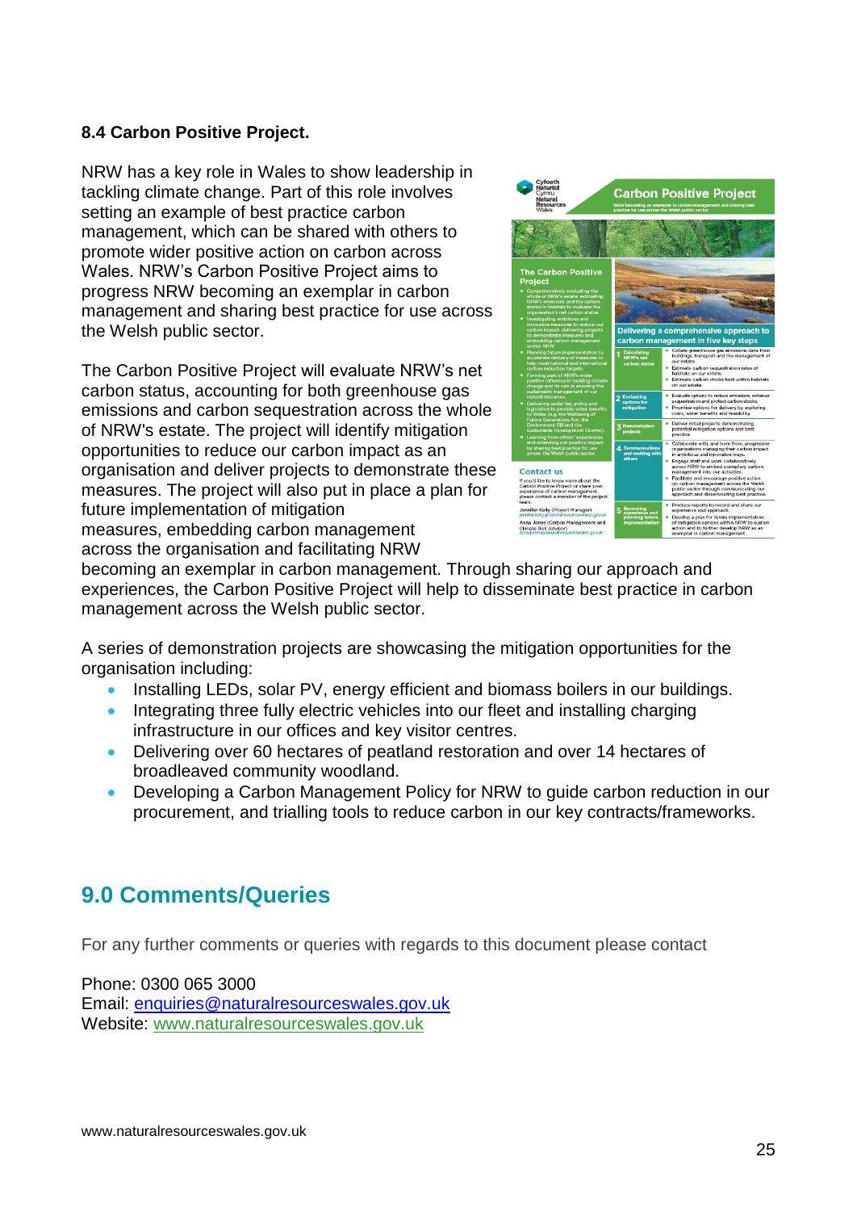### 8.4 Carbon Positive Project.

NRW has a key role in Wales to show leadership in tackling climate change. Part of this role involves setting an example of best practice carbon management, which can be shared with others to promote wider positive action on carbon across Wales. NRW's Carbon Positive Project aims to progress NRW becoming an exemplar in carbon management and sharing best practice for use across the Welsh public sector.

The Carbon Positive Project will evaluate NRW's net carbon status, accounting for both greenhouse gas emissions and carbon sequestration across the whole of NRW's estate. The project will identify mitigation opportunities to reduce our carbon impact as an organisation and deliver projects to demonstrate these measures. The project will also put in place a plan for future implementation of mitigation measures, embedding carbon management across the organisation and facilitating NRW becoming an exemplar in carbon management. Through sharing our approach and experiences, the Carbon Positive Project will help to disseminate best practice in carbon management across the Welsh public sector.

A series of demonstration projects are showcasing the mitigation opportunities for the organisation including:

- Installing LEDs, solar PV, energy efficient and biomass boilers in our buildings.
- Integrating three fully electric vehicles into our fleet and installing charging infrastructure in our offices and key visitor centres.
- Delivering over 60 hectares of peatland restoration and over 14 hectares of broadleaved community woodland.
- Developing a Carbon Management Policy for NRW to guide carbon reduction in our procurement, and trialling tools to reduce carbon in our key contracts/frameworks.

## 9.0 Comments/Queries

For any further comments or queries with regards to this document please contact

Phone: 0300 065 3000
Email: enquiries@naturalresourceswales.gov.uk
Website: www.naturalresourceswales.gov.uk